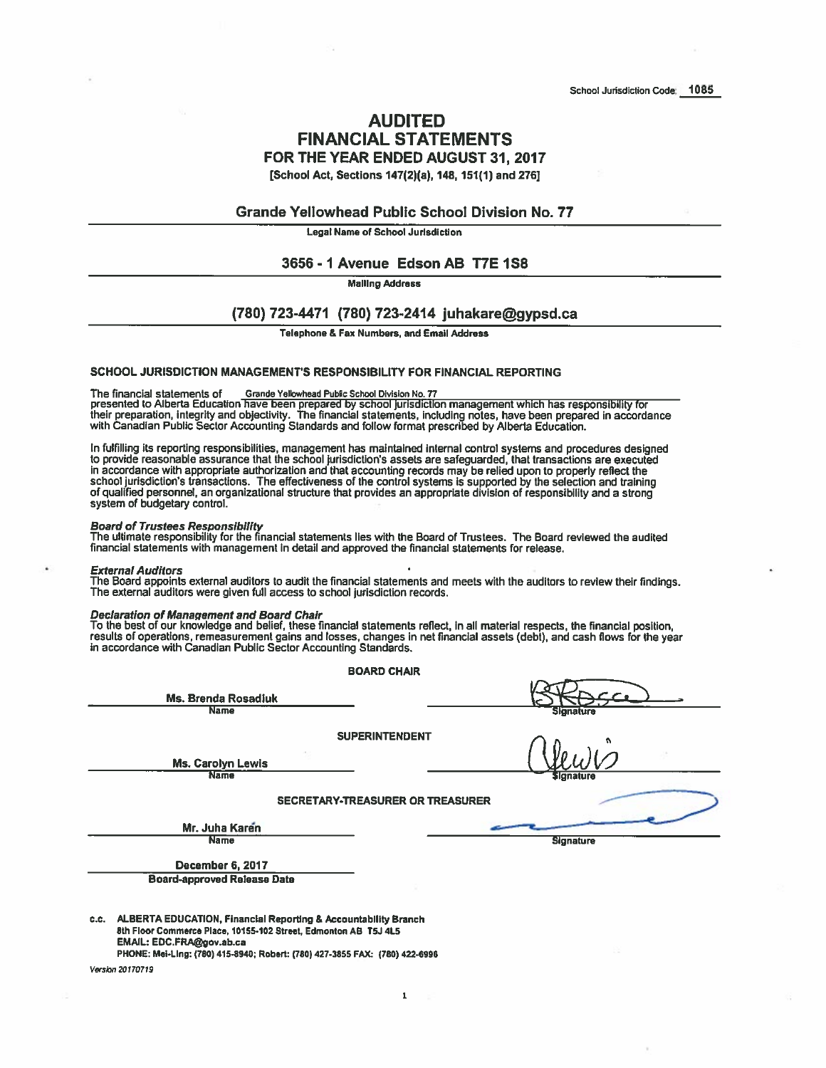School Jurisdiction Code: 1085

# AUDITED FINANCIAL STATEMENTS

## FOR THE YEAR ENDED AUGUST 31, 2017

[School Act, Sections 147(2)(a), 148, 151(1) and 276]

**Grande Yellowhead Public School Division No. 77**
Legal Name of School Jurisdiction

**3656 - 1 Avenue Edson AB T7E 1S8**
Mailing Address

**(780) 723-4471 (780) 723-2414 juhakare@gypsd.ca**
Telephone & Fax Numbers, and Email Address

### SCHOOL JURISDICTION MANAGEMENT'S RESPONSIBILITY FOR FINANCIAL REPORTING

The financial statements of Grande Yellowhead Public School Division No. 77 presented to Alberta Education have been prepared by school jurisdiction management which has responsibility for their preparation, integrity and objectivity. The financial statements, including notes, have been prepared in accordance with Canadian Public Sector Accounting Standards and follow format prescribed by Alberta Education.

In fulfilling its reporting responsibilities, management has maintained internal control systems and procedures designed to provide reasonable assurance that the school jurisdiction's assets are safeguarded, that transactions are executed in accordance with appropriate authorization and that accounting records may be relied upon to properly reflect the school jurisdiction's transactions. The effectiveness of the control systems is supported by the selection and training of qualified personnel, an organizational structure that provides an appropriate division of responsibility and a strong system of budgetary control.

***Board of Trustees Responsibility***
The ultimate responsibility for the financial statements lies with the Board of Trustees. The Board reviewed the audited financial statements with management in detail and approved the financial statements for release.

***External Auditors***
The Board appoints external auditors to audit the financial statements and meets with the auditors to review their findings. The external auditors were given full access to school jurisdiction records.

***Declaration of Management and Board Chair***
To the best of our knowledge and belief, these financial statements reflect, in all material respects, the financial position, results of operations, remeasurement gains and losses, changes in net financial assets (debt), and cash flows for the year in accordance with Canadian Public Sector Accounting Standards.

**BOARD CHAIR**

| Name | Signature |
|---|---|
| Ms. Brenda Rosadiuk | [signature] |

**SUPERINTENDENT**

| Name | Signature |
|---|---|
| Ms. Carolyn Lewis | [signature] |

**SECRETARY-TREASURER OR TREASURER**

| Name | Signature |
|---|---|
| Mr. Juha Karén | [signature] |

**December 6, 2017**
Board-approved Release Date

c.c. **ALBERTA EDUCATION, Financial Reporting & Accountability Branch**
8th Floor Commerce Place, 10155-102 Street, Edmonton AB T5J 4L5
EMAIL: EDC.FRA@gov.ab.ca
PHONE: Mei-Ling: (780) 415-8940; Robert: (780) 427-3855 FAX: (780) 422-6996

Version 20170719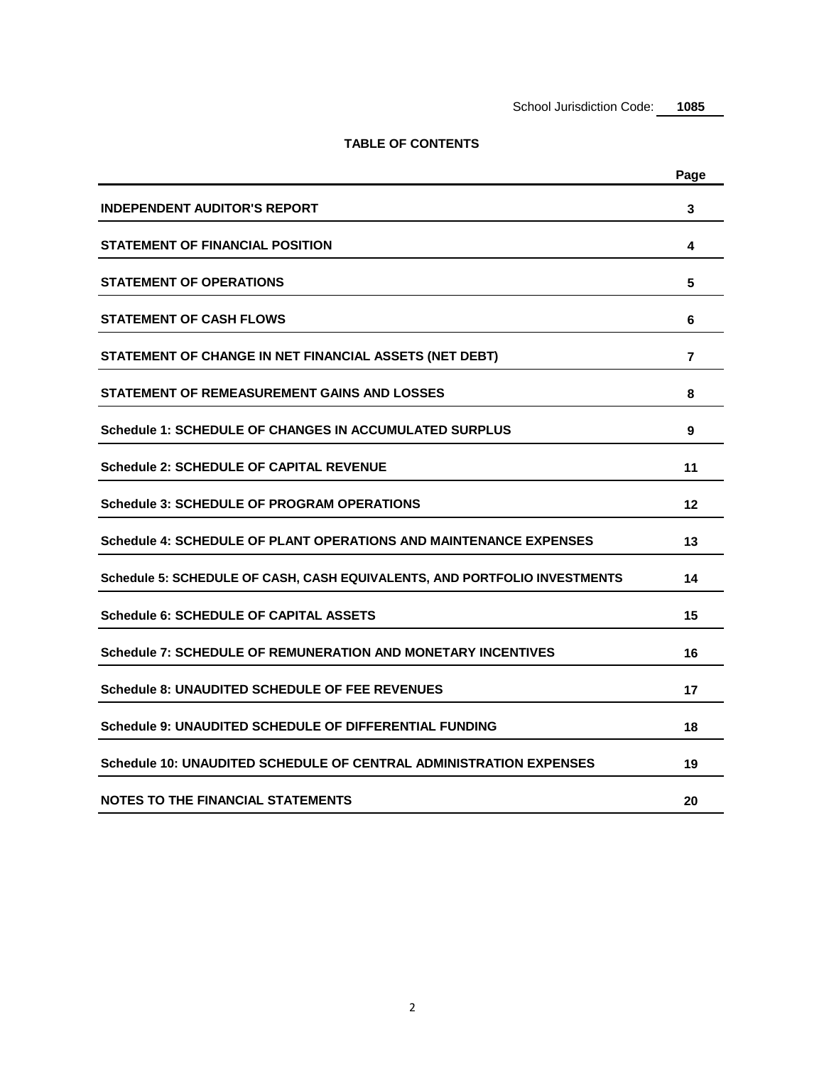School Jurisdiction Code: **1085**

## TABLE OF CONTENTS

| | Page |
|---|---|
| **INDEPENDENT AUDITOR'S REPORT** | 3 |
| **STATEMENT OF FINANCIAL POSITION** | 4 |
| **STATEMENT OF OPERATIONS** | 5 |
| **STATEMENT OF CASH FLOWS** | 6 |
| **STATEMENT OF CHANGE IN NET FINANCIAL ASSETS (NET DEBT)** | 7 |
| **STATEMENT OF REMEASUREMENT GAINS AND LOSSES** | 8 |
| **Schedule 1: SCHEDULE OF CHANGES IN ACCUMULATED SURPLUS** | 9 |
| **Schedule 2: SCHEDULE OF CAPITAL REVENUE** | 11 |
| **Schedule 3: SCHEDULE OF PROGRAM OPERATIONS** | 12 |
| **Schedule 4: SCHEDULE OF PLANT OPERATIONS AND MAINTENANCE EXPENSES** | 13 |
| **Schedule 5: SCHEDULE OF CASH, CASH EQUIVALENTS, AND PORTFOLIO INVESTMENTS** | 14 |
| **Schedule 6: SCHEDULE OF CAPITAL ASSETS** | 15 |
| **Schedule 7: SCHEDULE OF REMUNERATION AND MONETARY INCENTIVES** | 16 |
| **Schedule 8: UNAUDITED SCHEDULE OF FEE REVENUES** | 17 |
| **Schedule 9: UNAUDITED SCHEDULE OF DIFFERENTIAL FUNDING** | 18 |
| **Schedule 10: UNAUDITED SCHEDULE OF CENTRAL ADMINISTRATION EXPENSES** | 19 |
| **NOTES TO THE FINANCIAL STATEMENTS** | 20 |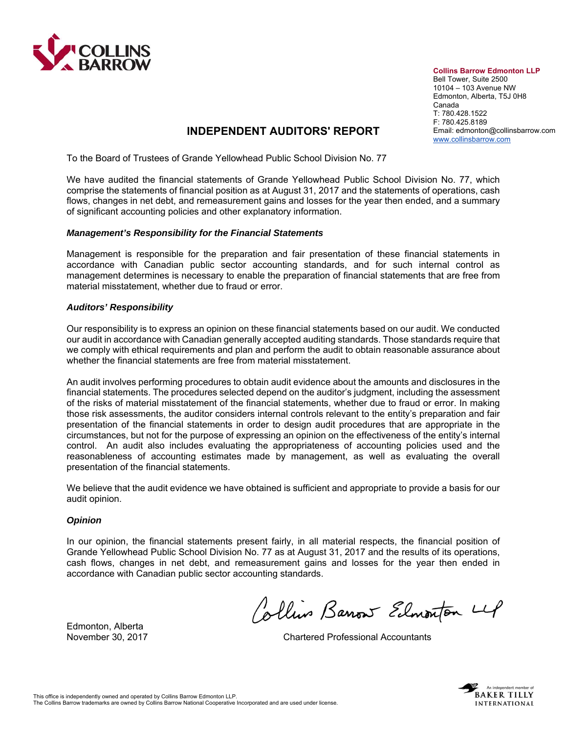**Collins Barrow Edmonton LLP**
Bell Tower, Suite 2500
10104 – 103 Avenue NW
Edmonton, Alberta, T5J 0H8
Canada
T: 780.428.1522
F: 780.425.8189
Email: edmonton@collinsbarrow.com
www.collinsbarrow.com

# INDEPENDENT AUDITORS' REPORT

To the Board of Trustees of Grande Yellowhead Public School Division No. 77

We have audited the financial statements of Grande Yellowhead Public School Division No. 77, which comprise the statements of financial position as at August 31, 2017 and the statements of operations, cash flows, changes in net debt, and remeasurement gains and losses for the year then ended, and a summary of significant accounting policies and other explanatory information.

***Management's Responsibility for the Financial Statements***

Management is responsible for the preparation and fair presentation of these financial statements in accordance with Canadian public sector accounting standards, and for such internal control as management determines is necessary to enable the preparation of financial statements that are free from material misstatement, whether due to fraud or error.

***Auditors' Responsibility***

Our responsibility is to express an opinion on these financial statements based on our audit. We conducted our audit in accordance with Canadian generally accepted auditing standards. Those standards require that we comply with ethical requirements and plan and perform the audit to obtain reasonable assurance about whether the financial statements are free from material misstatement.

An audit involves performing procedures to obtain audit evidence about the amounts and disclosures in the financial statements. The procedures selected depend on the auditor's judgment, including the assessment of the risks of material misstatement of the financial statements, whether due to fraud or error. In making those risk assessments, the auditor considers internal controls relevant to the entity's preparation and fair presentation of the financial statements in order to design audit procedures that are appropriate in the circumstances, but not for the purpose of expressing an opinion on the effectiveness of the entity's internal control. An audit also includes evaluating the appropriateness of accounting policies used and the reasonableness of accounting estimates made by management, as well as evaluating the overall presentation of the financial statements.

We believe that the audit evidence we have obtained is sufficient and appropriate to provide a basis for our audit opinion.

***Opinion***

In our opinion, the financial statements present fairly, in all material respects, the financial position of Grande Yellowhead Public School Division No. 77 as at August 31, 2017 and the results of its operations, cash flows, changes in net debt, and remeasurement gains and losses for the year then ended in accordance with Canadian public sector accounting standards.

Collins Barrow Edmonton LLP

Edmonton, Alberta
November 30, 2017

Chartered Professional Accountants

This office is independently owned and operated by Collins Barrow Edmonton LLP.
The Collins Barrow trademarks are owned by Collins Barrow National Cooperative Incorporated and are used under license.

An independent member of BAKER TILLY INTERNATIONAL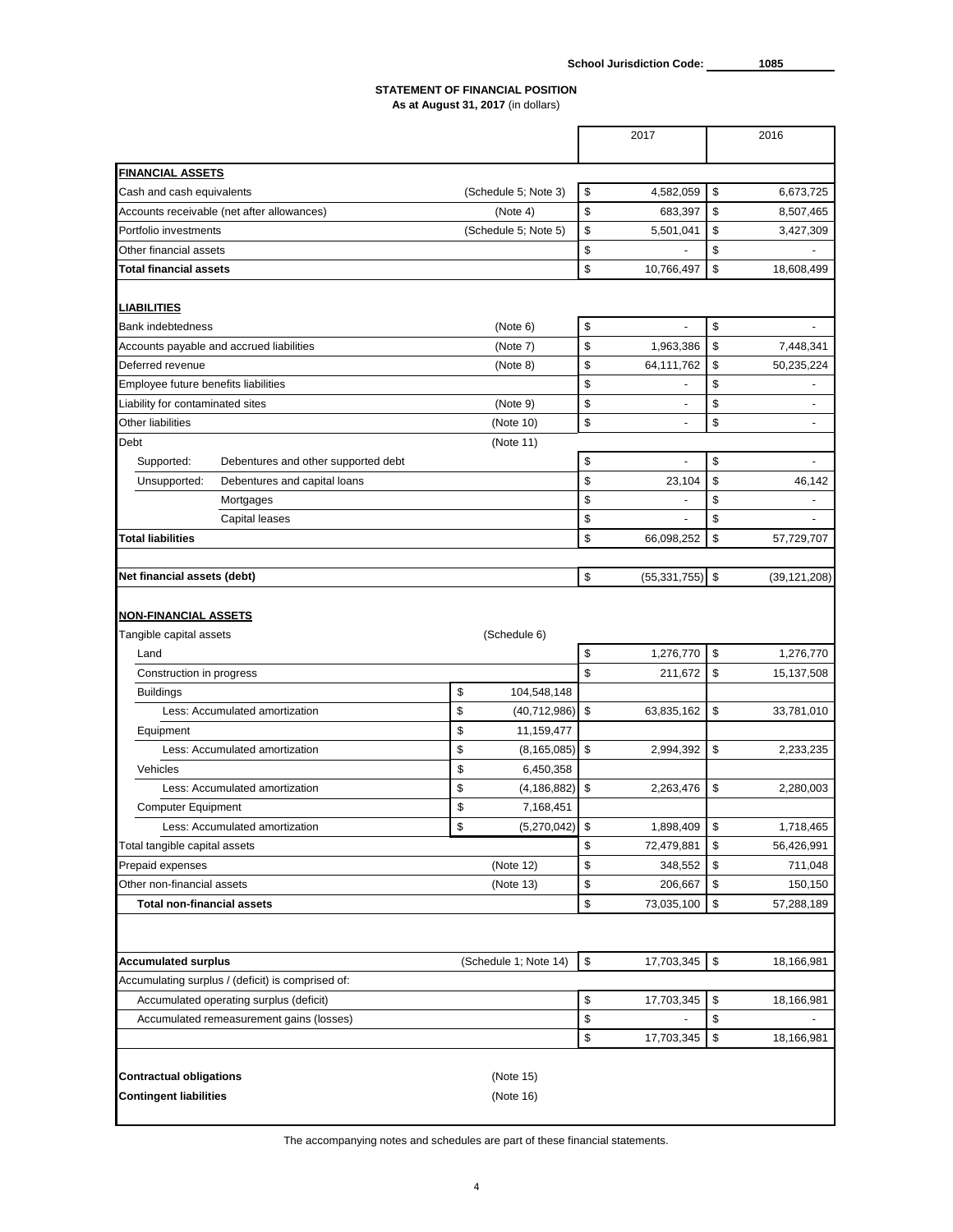**School Jurisdiction Code:** **1085**

## STATEMENT OF FINANCIAL POSITION

**As at August 31, 2017** (in dollars)

| | | | 2017 | 2016 |
|---|---|---|---|---|
| **FINANCIAL ASSETS** | | | | |
| Cash and cash equivalents | (Schedule 5; Note 3) | | $ 4,582,059 | $ 6,673,725 |
| Accounts receivable (net after allowances) | (Note 4) | | $ 683,397 | $ 8,507,465 |
| Portfolio investments | (Schedule 5; Note 5) | | $ 5,501,041 | $ 3,427,309 |
| Other financial assets | | | $ - | $ - |
| **Total financial assets** | | | $ 10,766,497 | $ 18,608,499 |
| **LIABILITIES** | | | | |
| Bank indebtedness | (Note 6) | | $ - | $ - |
| Accounts payable and accrued liabilities | (Note 7) | | $ 1,963,386 | $ 7,448,341 |
| Deferred revenue | (Note 8) | | $ 64,111,762 | $ 50,235,224 |
| Employee future benefits liabilities | | | $ - | $ - |
| Liability for contaminated sites | (Note 9) | | $ - | $ - |
| Other liabilities | (Note 10) | | $ - | $ - |
| Debt | (Note 11) | | | |
| Supported: Debentures and other supported debt | | | $ - | $ - |
| Unsupported: Debentures and capital loans | | | $ 23,104 | $ 46,142 |
| Mortgages | | | $ - | $ - |
| Capital leases | | | $ - | $ - |
| **Total liabilities** | | | $ 66,098,252 | $ 57,729,707 |
| **Net financial assets (debt)** | | | $ (55,331,755) | $ (39,121,208) |
| **NON-FINANCIAL ASSETS** | | | | |
| Tangible capital assets | (Schedule 6) | | | |
| Land | | | $ 1,276,770 | $ 1,276,770 |
| Construction in progress | | | $ 211,672 | $ 15,137,508 |
| Buildings | | $ 104,548,148 | | |
| Less: Accumulated amortization | | $ (40,712,986) | $ 63,835,162 | $ 33,781,010 |
| Equipment | | $ 11,159,477 | | |
| Less: Accumulated amortization | | $ (8,165,085) | $ 2,994,392 | $ 2,233,235 |
| Vehicles | | $ 6,450,358 | | |
| Less: Accumulated amortization | | $ (4,186,882) | $ 2,263,476 | $ 2,280,003 |
| Computer Equipment | | $ 7,168,451 | | |
| Less: Accumulated amortization | | $ (5,270,042) | $ 1,898,409 | $ 1,718,465 |
| Total tangible capital assets | | | $ 72,479,881 | $ 56,426,991 |
| Prepaid expenses | (Note 12) | | $ 348,552 | $ 711,048 |
| Other non-financial assets | (Note 13) | | $ 206,667 | $ 150,150 |
| **Total non-financial assets** | | | $ 73,035,100 | $ 57,288,189 |
| **Accumulated surplus** | (Schedule 1; Note 14) | | $ 17,703,345 | $ 18,166,981 |
| Accumulating surplus / (deficit) is comprised of: | | | | |
| Accumulated operating surplus (deficit) | | | $ 17,703,345 | $ 18,166,981 |
| Accumulated remeasurement gains (losses) | | | $ - | $ - |
| | | | $ 17,703,345 | $ 18,166,981 |
| **Contractual obligations** | (Note 15) | | | |
| **Contingent liabilities** | (Note 16) | | | |

The accompanying notes and schedules are part of these financial statements.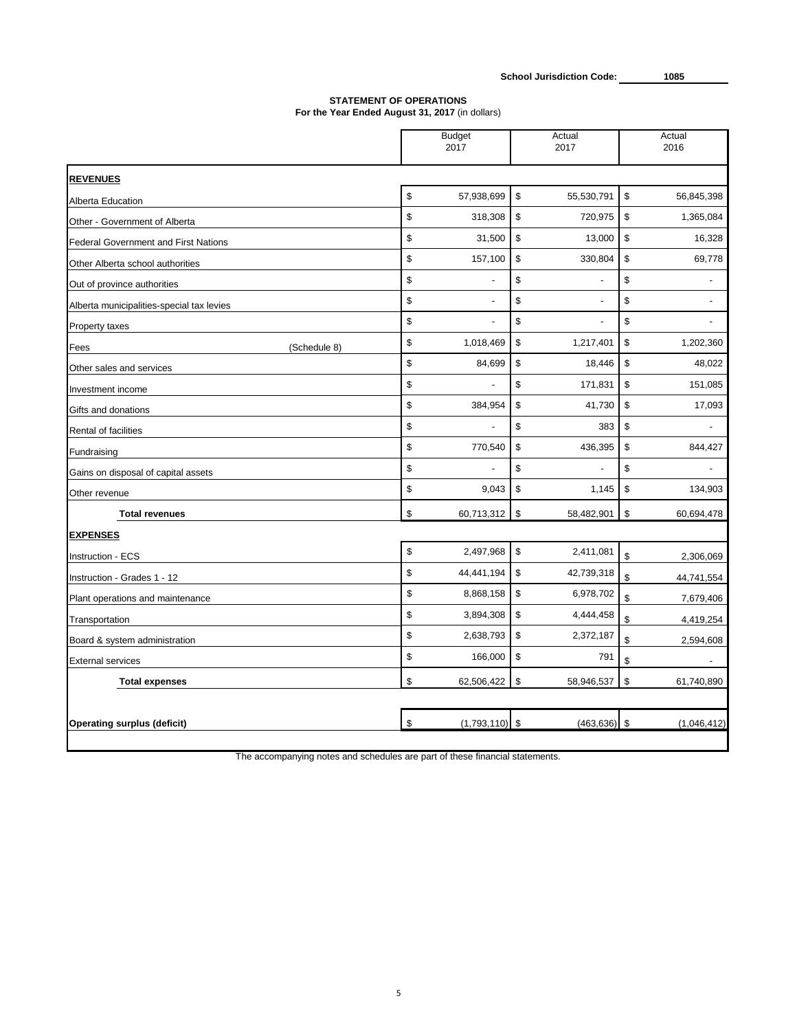School Jurisdiction Code: 1085

## STATEMENT OF OPERATIONS
**For the Year Ended August 31, 2017** (in dollars)

| | Budget 2017 | Actual 2017 | Actual 2016 |
|---|---|---|---|
| **REVENUES** | | | |
| Alberta Education | $ 57,938,699 | $ 55,530,791 | $ 56,845,398 |
| Other - Government of Alberta | $ 318,308 | $ 720,975 | $ 1,365,084 |
| Federal Government and First Nations | $ 31,500 | $ 13,000 | $ 16,328 |
| Other Alberta school authorities | $ 157,100 | $ 330,804 | $ 69,778 |
| Out of province authorities | $ - | $ - | $ - |
| Alberta municipalities-special tax levies | $ - | $ - | $ - |
| Property taxes | $ - | $ - | $ - |
| Fees (Schedule 8) | $ 1,018,469 | $ 1,217,401 | $ 1,202,360 |
| Other sales and services | $ 84,699 | $ 18,446 | $ 48,022 |
| Investment income | $ - | $ 171,831 | $ 151,085 |
| Gifts and donations | $ 384,954 | $ 41,730 | $ 17,093 |
| Rental of facilities | $ - | $ 383 | $ - |
| Fundraising | $ 770,540 | $ 436,395 | $ 844,427 |
| Gains on disposal of capital assets | $ - | $ - | $ - |
| Other revenue | $ 9,043 | $ 1,145 | $ 134,903 |
| **Total revenues** | $ 60,713,312 | $ 58,482,901 | $ 60,694,478 |
| **EXPENSES** | | | |
| Instruction - ECS | $ 2,497,968 | $ 2,411,081 | $ 2,306,069 |
| Instruction - Grades 1 - 12 | $ 44,441,194 | $ 42,739,318 | $ 44,741,554 |
| Plant operations and maintenance | $ 8,868,158 | $ 6,978,702 | $ 7,679,406 |
| Transportation | $ 3,894,308 | $ 4,444,458 | $ 4,419,254 |
| Board & system administration | $ 2,638,793 | $ 2,372,187 | $ 2,594,608 |
| External services | $ 166,000 | $ 791 | $ - |
| **Total expenses** | $ 62,506,422 | $ 58,946,537 | $ 61,740,890 |
| **Operating surplus (deficit)** | $ (1,793,110) | $ (463,636) | $ (1,046,412) |

The accompanying notes and schedules are part of these financial statements.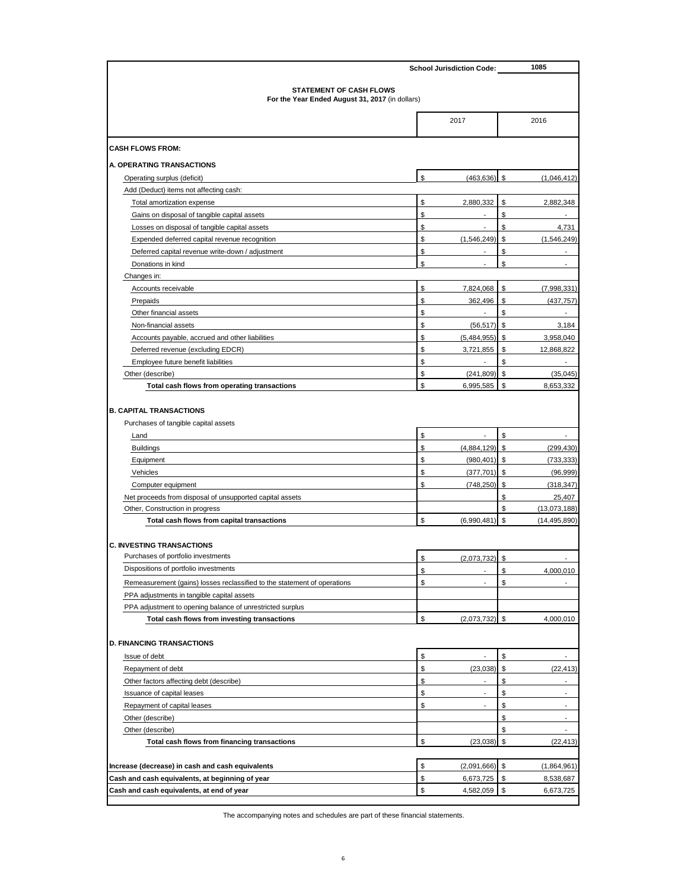**School Jurisdiction Code:** 1085

## STATEMENT OF CASH FLOWS

**For the Year Ended August 31, 2017** (in dollars)

| | 2017 | 2016 |
|---|---|---|
| **CASH FLOWS FROM:** | | |
| **A. OPERATING TRANSACTIONS** | | |
| Operating surplus (deficit) | $ (463,636) | $ (1,046,412) |
| Add (Deduct) items not affecting cash: | | |
| Total amortization expense | $ 2,880,332 | $ 2,882,348 |
| Gains on disposal of tangible capital assets | $ - | $ - |
| Losses on disposal of tangible capital assets | $ - | $ 4,731 |
| Expended deferred capital revenue recognition | $ (1,546,249) | $ (1,546,249) |
| Deferred capital revenue write-down / adjustment | $ - | $ - |
| Donations in kind | $ - | $ - |
| Changes in: | | |
| Accounts receivable | $ 7,824,068 | $ (7,998,331) |
| Prepaids | $ 362,496 | $ (437,757) |
| Other financial assets | $ - | $ - |
| Non-financial assets | $ (56,517) | $ 3,184 |
| Accounts payable, accrued and other liabilities | $ (5,484,955) | $ 3,958,040 |
| Deferred revenue (excluding EDCR) | $ 3,721,855 | $ 12,868,822 |
| Employee future benefit liabilities | $ - | $ - |
| Other (describe) | $ (241,809) | $ (35,045) |
| **Total cash flows from operating transactions** | $ 6,995,585 | $ 8,653,332 |
| **B. CAPITAL TRANSACTIONS** | | |
| Purchases of tangible capital assets | | |
| Land | $ - | $ - |
| Buildings | $ (4,884,129) | $ (299,430) |
| Equipment | $ (980,401) | $ (733,333) |
| Vehicles | $ (377,701) | $ (96,999) |
| Computer equipment | $ (748,250) | $ (318,347) |
| Net proceeds from disposal of unsupported capital assets | | $ 25,407 |
| Other, Construction in progress | | $ (13,073,188) |
| **Total cash flows from capital transactions** | $ (6,990,481) | $ (14,495,890) |
| **C. INVESTING TRANSACTIONS** | | |
| Purchases of portfolio investments | $ (2,073,732) | $ - |
| Dispositions of portfolio investments | $ - | $ 4,000,010 |
| Remeasurement (gains) losses reclassified to the statement of operations | $ - | $ - |
| PPA adjustments in tangible capital assets | | |
| PPA adjustment to opening balance of unrestricted surplus | | |
| **Total cash flows from investing transactions** | $ (2,073,732) | $ 4,000,010 |
| **D. FINANCING TRANSACTIONS** | | |
| Issue of debt | $ - | $ - |
| Repayment of debt | $ (23,038) | $ (22,413) |
| Other factors affecting debt (describe) | $ - | $ - |
| Issuance of capital leases | $ - | $ - |
| Repayment of capital leases | $ - | $ - |
| Other (describe) | | $ - |
| Other (describe) | | $ - |
| **Total cash flows from financing transactions** | $ (23,038) | $ (22,413) |
| **Increase (decrease) in cash and cash equivalents** | $ (2,091,666) | $ (1,864,961) |
| **Cash and cash equivalents, at beginning of year** | $ 6,673,725 | $ 8,538,687 |
| **Cash and cash equivalents, at end of year** | $ 4,582,059 | $ 6,673,725 |

The accompanying notes and schedules are part of these financial statements.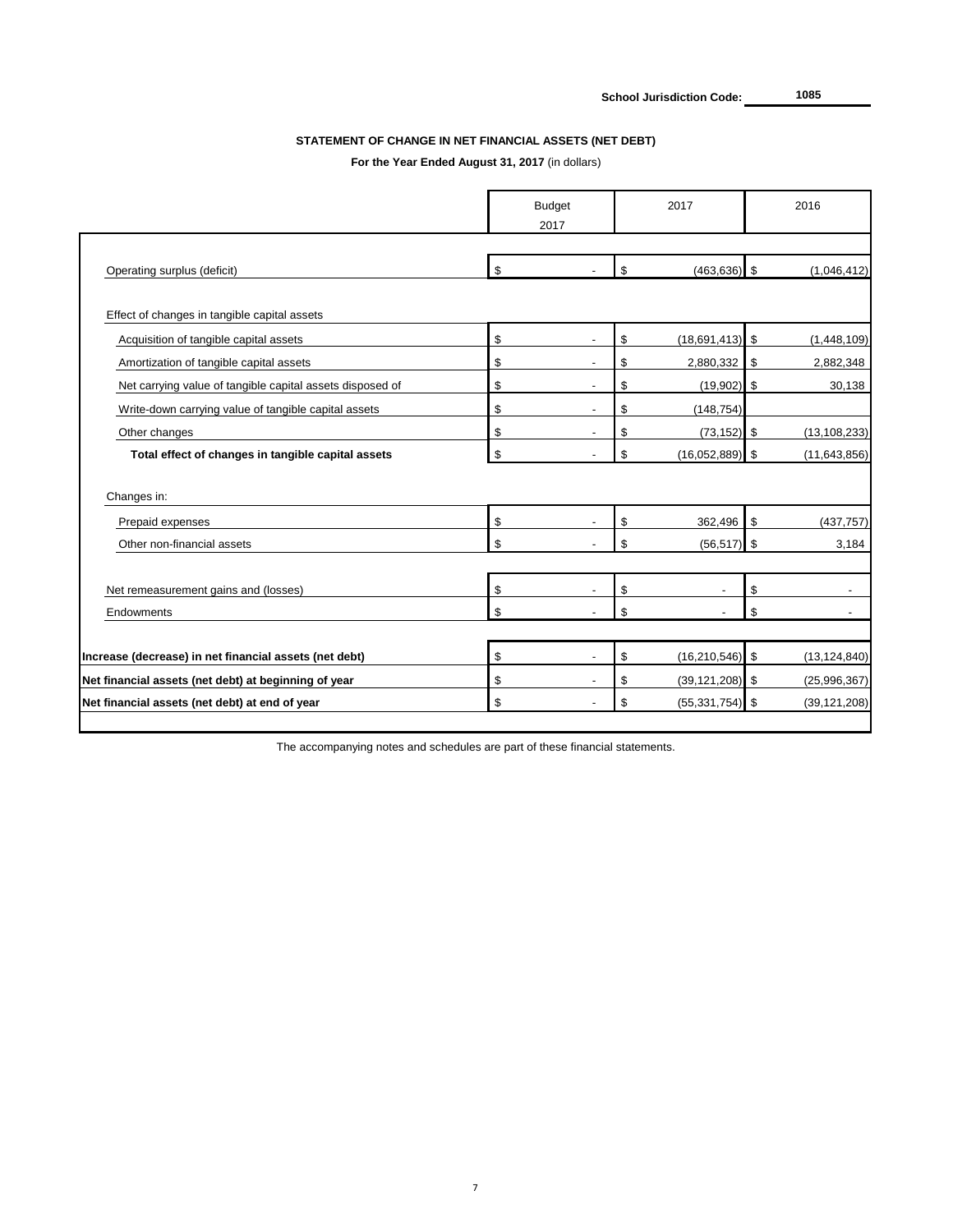School Jurisdiction Code: 1085

# STATEMENT OF CHANGE IN NET FINANCIAL ASSETS (NET DEBT)

**For the Year Ended August 31, 2017** (in dollars)

| | Budget 2017 | 2017 | 2016 |
|---|---|---|---|
| Operating surplus (deficit) | $ - | $ (463,636) | $ (1,046,412) |
| Effect of changes in tangible capital assets | | | |
| Acquisition of tangible capital assets | $ - | $ (18,691,413) | $ (1,448,109) |
| Amortization of tangible capital assets | $ - | $ 2,880,332 | $ 2,882,348 |
| Net carrying value of tangible capital assets disposed of | $ - | $ (19,902) | $ 30,138 |
| Write-down carrying value of tangible capital assets | $ - | $ (148,754) | |
| Other changes | $ - | $ (73,152) | $ (13,108,233) |
| **Total effect of changes in tangible capital assets** | $ - | $ (16,052,889) | $ (11,643,856) |
| Changes in: | | | |
| Prepaid expenses | $ - | $ 362,496 | $ (437,757) |
| Other non-financial assets | $ - | $ (56,517) | $ 3,184 |
| Net remeasurement gains and (losses) | $ - | $ - | $ - |
| Endowments | $ - | $ - | $ - |
| **Increase (decrease) in net financial assets (net debt)** | $ - | $ (16,210,546) | $ (13,124,840) |
| **Net financial assets (net debt) at beginning of year** | $ - | $ (39,121,208) | $ (25,996,367) |
| **Net financial assets (net debt) at end of year** | $ - | $ (55,331,754) | $ (39,121,208) |

The accompanying notes and schedules are part of these financial statements.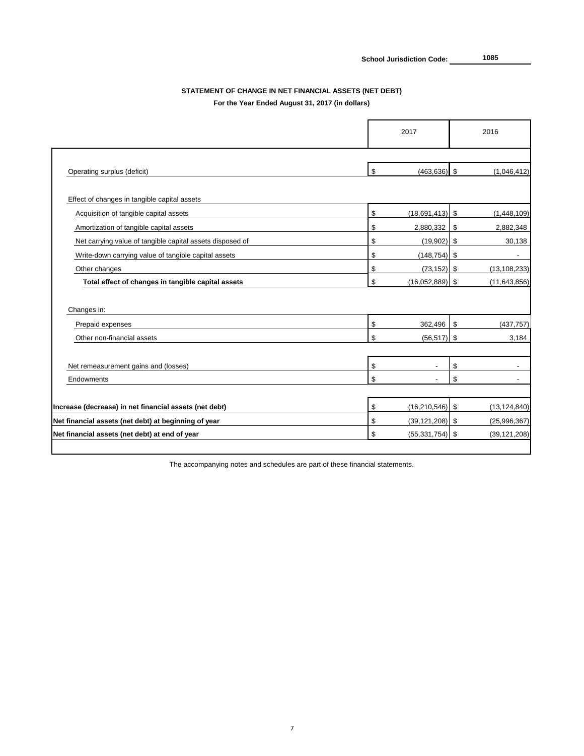**School Jurisdiction Code:** 1085

## STATEMENT OF CHANGE IN NET FINANCIAL ASSETS (NET DEBT)

**For the Year Ended August 31, 2017 (in dollars)**

| | 2017 | 2016 |
|---|---|---|
| Operating surplus (deficit) | $ (463,636) | $ (1,046,412) |
| Effect of changes in tangible capital assets | | |
| Acquisition of tangible capital assets | $ (18,691,413) | $ (1,448,109) |
| Amortization of tangible capital assets | $ 2,880,332 | $ 2,882,348 |
| Net carrying value of tangible capital assets disposed of | $ (19,902) | $ 30,138 |
| Write-down carrying value of tangible capital assets | $ (148,754) | $ - |
| Other changes | $ (73,152) | $ (13,108,233) |
| **Total effect of changes in tangible capital assets** | $ (16,052,889) | $ (11,643,856) |
| Changes in: | | |
| Prepaid expenses | $ 362,496 | $ (437,757) |
| Other non-financial assets | $ (56,517) | $ 3,184 |
| Net remeasurement gains and (losses) | $ - | $ - |
| Endowments | $ - | $ - |
| **Increase (decrease) in net financial assets (net debt)** | $ (16,210,546) | $ (13,124,840) |
| **Net financial assets (net debt) at beginning of year** | $ (39,121,208) | $ (25,996,367) |
| **Net financial assets (net debt) at end of year** | $ (55,331,754) | $ (39,121,208) |

The accompanying notes and schedules are part of these financial statements.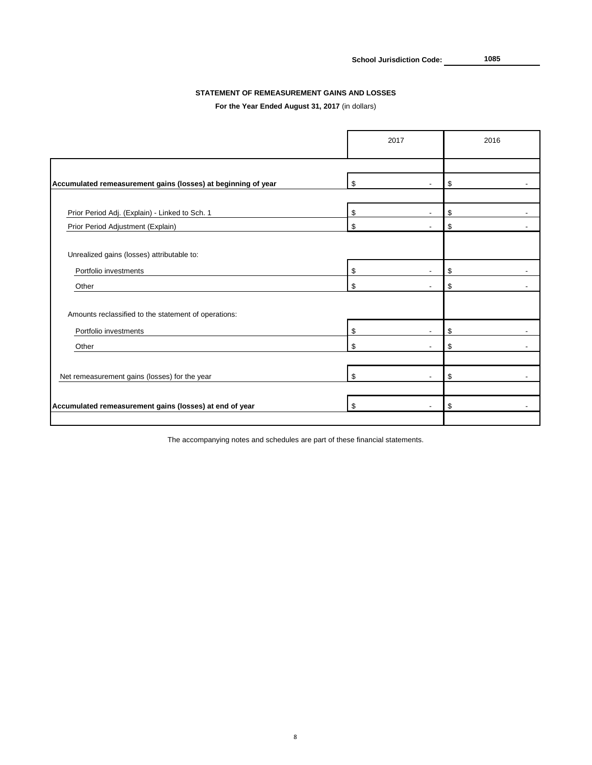School Jurisdiction Code: **1085**

**STATEMENT OF REMEASUREMENT GAINS AND LOSSES**

**For the Year Ended August 31, 2017** (in dollars)

| | 2017 | 2016 |
|---|---|---|
| **Accumulated remeasurement gains (losses) at beginning of year** | $ - | $ - |
| Prior Period Adj. (Explain) - Linked to Sch. 1 | $ - | $ - |
| Prior Period Adjustment (Explain) | $ - | $ - |
| Unrealized gains (losses) attributable to: | | |
| Portfolio investments | $ - | $ - |
| Other | $ - | $ - |
| Amounts reclassified to the statement of operations: | | |
| Portfolio investments | $ - | $ - |
| Other | $ - | $ - |
| Net remeasurement gains (losses) for the year | $ - | $ - |
| **Accumulated remeasurement gains (losses) at end of year** | $ - | $ - |

The accompanying notes and schedules are part of these financial statements.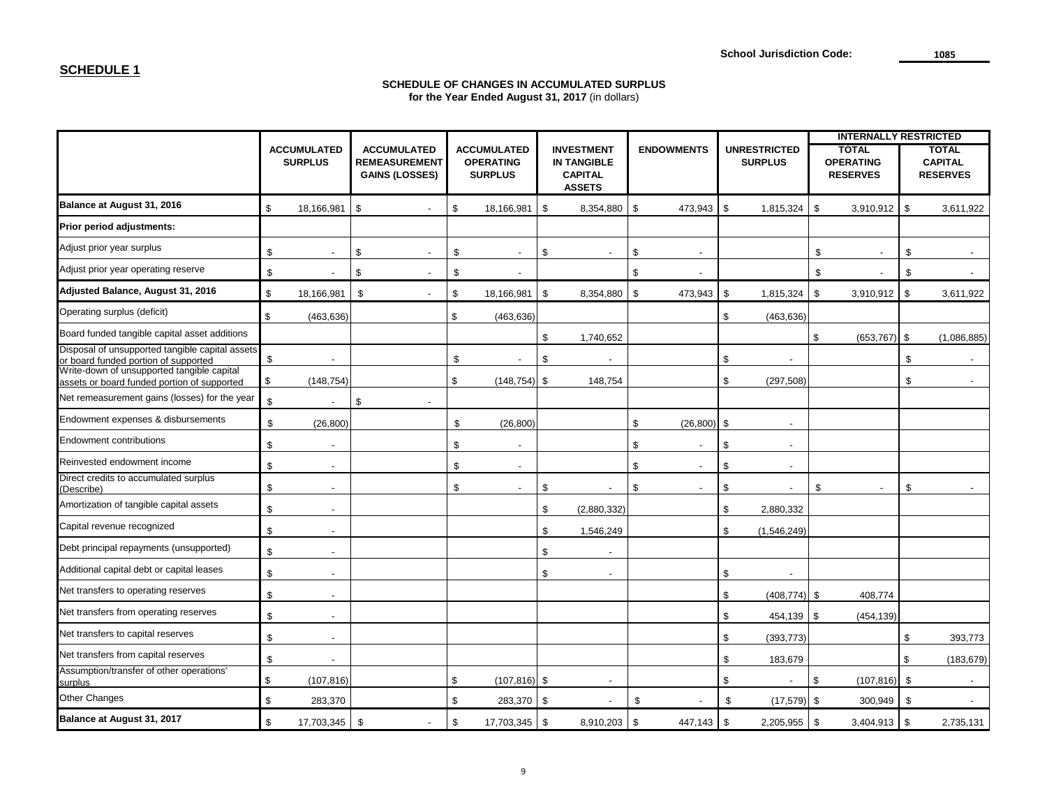School Jurisdiction Code: 1085

## SCHEDULE 1

**SCHEDULE OF CHANGES IN ACCUMULATED SURPLUS**
**for the Year Ended August 31, 2017** (in dollars)

| | ACCUMULATED SURPLUS | ACCUMULATED REMEASUREMENT GAINS (LOSSES) | ACCUMULATED OPERATING SURPLUS | INVESTMENT IN TANGIBLE CAPITAL ASSETS | ENDOWMENTS | UNRESTRICTED SURPLUS | INTERNALLY RESTRICTED | |
|---|---|---|---|---|---|---|---|---|
| | | | | | | | TOTAL OPERATING RESERVES | TOTAL CAPITAL RESERVES |
| **Balance at August 31, 2016** | $ 18,166,981 | $ - | $ 18,166,981 | $ 8,354,880 | $ 473,943 | $ 1,815,324 | $ 3,910,912 | $ 3,611,922 |
| **Prior period adjustments:** | | | | | | | | |
| Adjust prior year surplus | $ - | $ - | $ - | $ - | $ - | | $ - | $ - |
| Adjust prior year operating reserve | $ - | $ - | $ - | | $ - | | $ - | $ - |
| **Adjusted Balance, August 31, 2016** | $ 18,166,981 | $ - | $ 18,166,981 | $ 8,354,880 | $ 473,943 | $ 1,815,324 | $ 3,910,912 | $ 3,611,922 |
| Operating surplus (deficit) | $ (463,636) | | $ (463,636) | | | $ (463,636) | | |
| Board funded tangible capital asset additions | | | | $ 1,740,652 | | | $ (653,767) | $ (1,086,885) |
| Disposal of unsupported tangible capital assets or board funded portion of supported | $ - | | $ - | $ - | | $ - | | $ - |
| Write-down of unsupported tangible capital assets or board funded portion of supported | $ (148,754) | | $ (148,754) | $ 148,754 | | $ (297,508) | | $ - |
| Net remeasurement gains (losses) for the year | $ - | $ - | | | | | | |
| Endowment expenses & disbursements | $ (26,800) | | $ (26,800) | | $ (26,800) | $ - | | |
| Endowment contributions | $ - | | $ - | | $ - | $ - | | |
| Reinvested endowment income | $ - | | $ - | | $ - | $ - | | |
| Direct credits to accumulated surplus (Describe) | $ - | | $ - | $ - | $ - | $ - | $ - | $ - |
| Amortization of tangible capital assets | $ - | | | $ (2,880,332) | | $ 2,880,332 | | |
| Capital revenue recognized | $ - | | | $ 1,546,249 | | $ (1,546,249) | | |
| Debt principal repayments (unsupported) | $ - | | | $ - | | | | |
| Additional capital debt or capital leases | $ - | | | $ - | | $ - | | |
| Net transfers to operating reserves | $ - | | | | | $ (408,774) | $ 408,774 | |
| Net transfers from operating reserves | $ - | | | | | $ 454,139 | $ (454,139) | |
| Net transfers to capital reserves | $ - | | | | | $ (393,773) | | $ 393,773 |
| Net transfers from capital reserves | $ - | | | | | $ 183,679 | | $ (183,679) |
| Assumption/transfer of other operations' surplus | $ (107,816) | | $ (107,816) | $ - | | $ - | $ (107,816) | $ - |
| Other Changes | $ 283,370 | | $ 283,370 | $ - | $ - | $ (17,579) | $ 300,949 | $ - |
| **Balance at August 31, 2017** | $ 17,703,345 | $ - | $ 17,703,345 | $ 8,910,203 | $ 447,143 | $ 2,205,955 | $ 3,404,913 | $ 2,735,131 |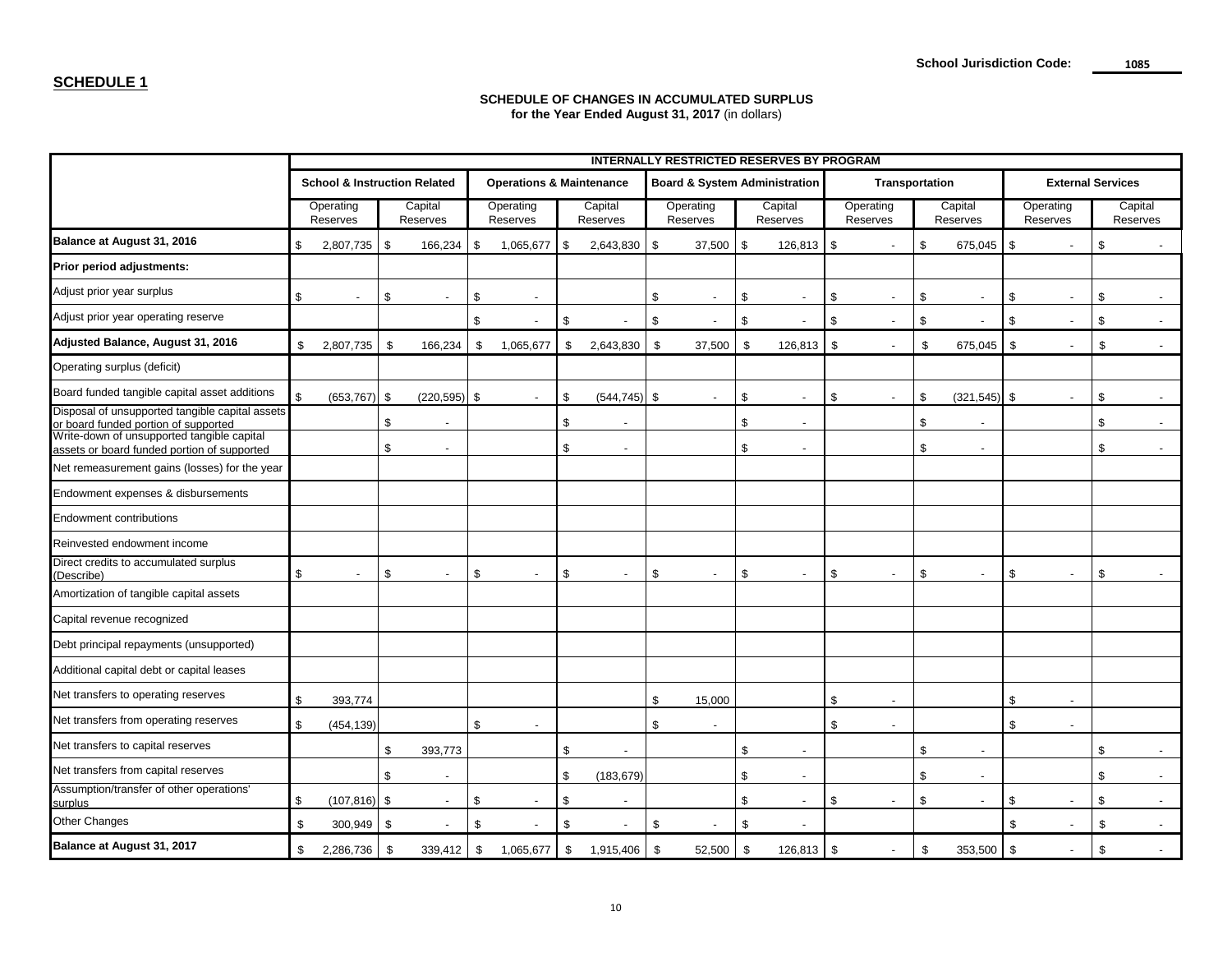School Jurisdiction Code: 1085

## SCHEDULE 1

**SCHEDULE OF CHANGES IN ACCUMULATED SURPLUS**
**for the Year Ended August 31, 2017** (in dollars)

| | INTERNALLY RESTRICTED RESERVES BY PROGRAM | | | | | | | | | |
|---|---|---|---|---|---|---|---|---|---|---|
| | School & Instruction Related | | Operations & Maintenance | | Board & System Administration | | Transportation | | External Services | |
| | Operating Reserves | Capital Reserves | Operating Reserves | Capital Reserves | Operating Reserves | Capital Reserves | Operating Reserves | Capital Reserves | Operating Reserves | Capital Reserves |
| **Balance at August 31, 2016** | $ 2,807,735 | $ 166,234 | $ 1,065,677 | $ 2,643,830 | $ 37,500 | $ 126,813 | $ - | $ 675,045 | $ - | $ - |
| **Prior period adjustments:** | | | | | | | | | | |
| Adjust prior year surplus | $ - | $ - | $ - | | $ - | $ - | $ - | $ - | $ - | $ - |
| Adjust prior year operating reserve | | | $ - | $ - | $ - | $ - | $ - | $ - | $ - | $ - |
| **Adjusted Balance, August 31, 2016** | $ 2,807,735 | $ 166,234 | $ 1,065,677 | $ 2,643,830 | $ 37,500 | $ 126,813 | $ - | $ 675,045 | $ - | $ - |
| Operating surplus (deficit) | | | | | | | | | | |
| Board funded tangible capital asset additions | $ (653,767) | $ (220,595) | $ - | $ (544,745) | $ - | $ - | $ - | $ (321,545) | $ - | $ - |
| Disposal of unsupported tangible capital assets or board funded portion of supported | | $ - | | $ - | | $ - | | $ - | | $ - |
| Write-down of unsupported tangible capital assets or board funded portion of supported | | $ - | | $ - | | $ - | | $ - | | $ - |
| Net remeasurement gains (losses) for the year | | | | | | | | | | |
| Endowment expenses & disbursements | | | | | | | | | | |
| Endowment contributions | | | | | | | | | | |
| Reinvested endowment income | | | | | | | | | | |
| Direct credits to accumulated surplus (Describe) | $ - | $ - | $ - | $ - | $ - | $ - | $ - | $ - | $ - | $ - |
| Amortization of tangible capital assets | | | | | | | | | | |
| Capital revenue recognized | | | | | | | | | | |
| Debt principal repayments (unsupported) | | | | | | | | | | |
| Additional capital debt or capital leases | | | | | | | | | | |
| Net transfers to operating reserves | $ 393,774 | | | | $ 15,000 | | $ - | | $ - | |
| Net transfers from operating reserves | $ (454,139) | | $ - | | $ - | | $ - | | $ - | |
| Net transfers to capital reserves | | $ 393,773 | | $ - | | $ - | | $ - | | $ - |
| Net transfers from capital reserves | | $ - | | $ (183,679) | | $ - | | $ - | | $ - |
| Assumption/transfer of other operations' surplus | $ (107,816) | $ - | $ - | $ - | | $ - | $ - | $ - | $ - | $ - |
| Other Changes | $ 300,949 | $ - | $ - | $ - | $ - | $ - | | | $ - | $ - |
| **Balance at August 31, 2017** | $ 2,286,736 | $ 339,412 | $ 1,065,677 | $ 1,915,406 | $ 52,500 | $ 126,813 | $ - | $ 353,500 | $ - | $ - |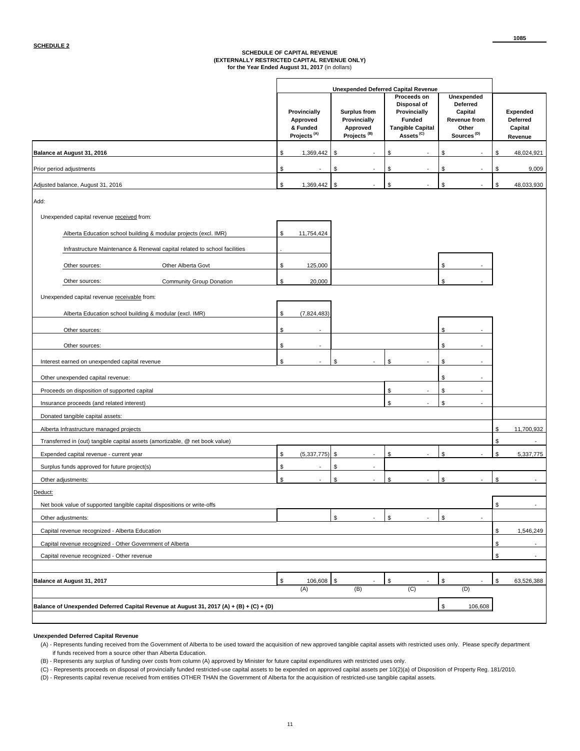**SCHEDULE 2**

**SCHEDULE OF CAPITAL REVENUE**
**(EXTERNALLY RESTRICTED CAPITAL REVENUE ONLY)**
**for the Year Ended August 31, 2017** (in dollars)

| | Unexpended Deferred Capital Revenue | | | | |
|---|---|---|---|---|---|
| | **Provincially Approved & Funded Projects [(A)]** | **Surplus from Provincially Approved Projects [(B)]** | **Proceeds on Disposal of Provincially Funded Tangible Capital Assets [(C)]** | **Unexpended Deferred Capital Revenue from Other Sources [(D)]** | **Expended Deferred Capital Revenue** |
| **Balance at August 31, 2016** | $ 1,369,442 | $ - | $ - | $ - | $ 48,024,921 |
| Prior period adjustments | $ - | $ - | $ - | $ - | $ 9,009 |
| Adjusted balance, August 31, 2016 | $ 1,369,442 | $ - | $ - | $ - | $ 48,033,930 |
| Add: | | | | | |
| Unexpended capital revenue received from: | | | | | |
| Alberta Education school building & modular projects (excl. IMR) | $ 11,754,424 | | | | |
| Infrastructure Maintenance & Renewal capital related to school facilities | . | | | | |
| Other sources: Other Alberta Govt | $ 125,000 | | | $ - | |
| Other sources: Community Group Donation | $ 20,000 | | | $ - | |
| Unexpended capital revenue receivable from: | | | | | |
| Alberta Education school building & modular (excl. IMR) | $ (7,824,483) | | | | |
| Other sources: | $ - | | | $ - | |
| Other sources: | $ - | | | $ - | |
| Interest earned on unexpended capital revenue | $ - | $ - | $ - | $ - | |
| Other unexpended capital revenue: | | | | $ - | |
| Proceeds on disposition of supported capital | | | $ - | $ - | |
| Insurance proceeds (and related interest) | | | $ - | $ - | |
| Donated tangible capital assets: | | | | | |
| Alberta Infrastructure managed projects | | | | | $ 11,700,932 |
| Transferred in (out) tangible capital assets (amortizable, @ net book value) | | | | | $ - |
| Expended capital revenue - current year | $ (5,337,775) | $ - | $ - | $ - | $ 5,337,775 |
| Surplus funds approved for future project(s) | $ - | $ - | | | |
| Other adjustments: | $ - | $ - | $ - | $ - | $ - |
| Deduct: | | | | | |
| Net book value of supported tangible capital dispositions or write-offs | | | | | $ - |
| Other adjustments: | | $ - | $ - | $ - | |
| Capital revenue recognized - Alberta Education | | | | | $ 1,546,249 |
| Capital revenue recognized - Other Government of Alberta | | | | | $ - |
| Capital revenue recognized - Other revenue | | | | | $ - |
| **Balance at August 31, 2017** | $ 106,608 | $ - | $ - | $ - | $ 63,526,388 |
| | (A) | (B) | (C) | (D) | |
| **Balance of Unexpended Deferred Capital Revenue at August 31, 2017 (A) + (B) + (C) + (D)** | | | | $ 106,608 | |

**Unexpended Deferred Capital Revenue**

(A) - Represents funding received from the Government of Alberta to be used toward the acquisition of new approved tangible capital assets with restricted uses only. Please specify department if funds received from a source other than Alberta Education.

(B) - Represents any surplus of funding over costs from column (A) approved by Minister for future capital expenditures with restricted uses only.

(C) - Represents proceeds on disposal of provincially funded restricted-use capital assets to be expended on approved capital assets per 10(2)(a) of Disposition of Property Reg. 181/2010.

(D) - Represents capital revenue received from entities OTHER THAN the Government of Alberta for the acquisition of restricted-use tangible capital assets.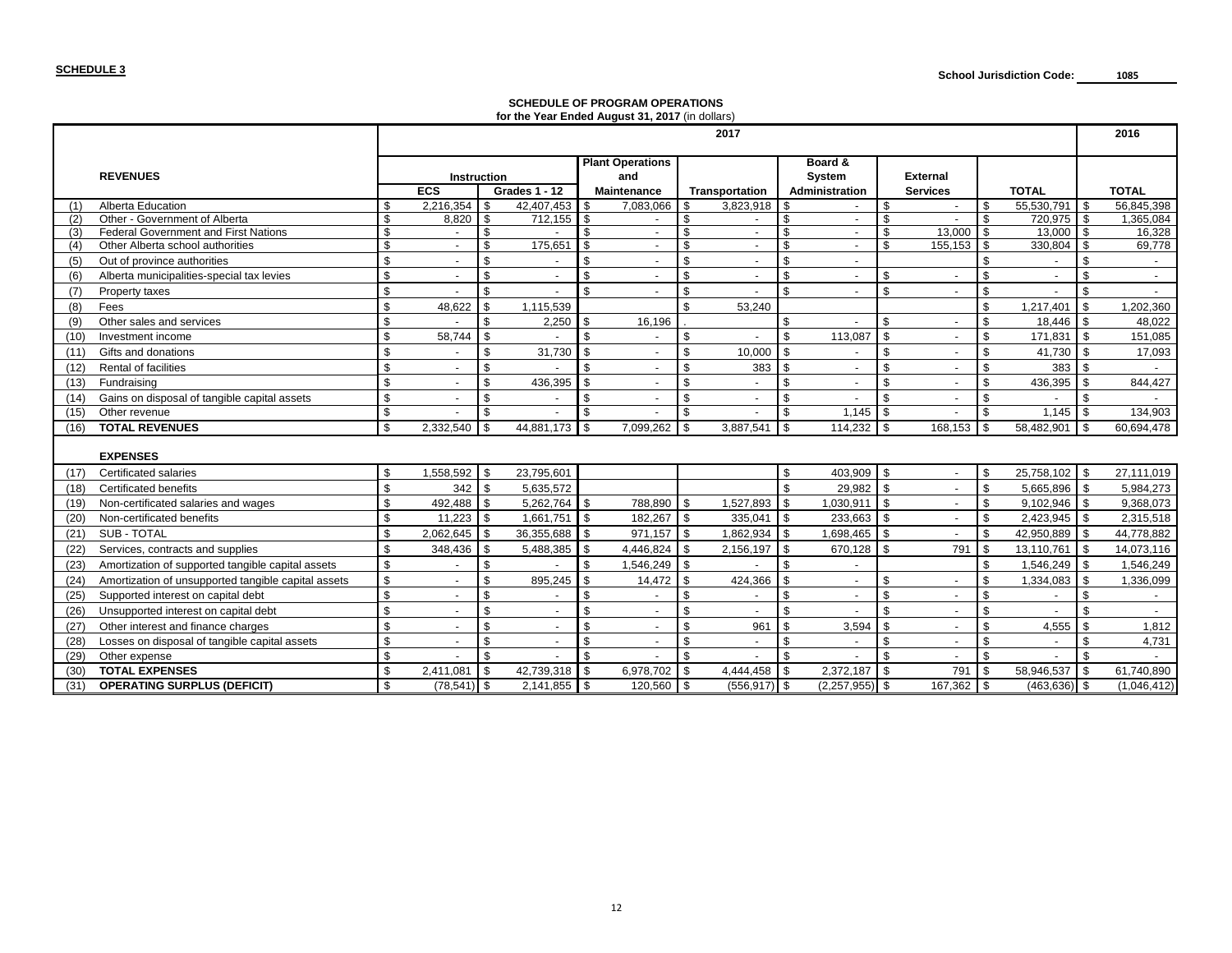**SCHEDULE 3**

**School Jurisdiction Code:** 1085

**SCHEDULE OF PROGRAM OPERATIONS**
**for the Year Ended August 31, 2017** (in dollars)

| | | 2017 | | | | | | | 2016 |
|---|---|---|---|---|---|---|---|---|---|
| | **REVENUES** | **Instruction** | | **Plant Operations and Maintenance** | **Transportation** | **Board & System Administration** | **External Services** | **TOTAL** | **TOTAL** |
| | | **ECS** | **Grades 1 - 12** | | | | | | |
| (1) | Alberta Education | $ 2,216,354 | $ 42,407,453 | $ 7,083,066 | $ 3,823,918 | $ - | $ - | $ 55,530,791 | $ 56,845,398 |
| (2) | Other - Government of Alberta | $ 8,820 | $ 712,155 | $ - | $ - | $ - | $ - | $ 720,975 | $ 1,365,084 |
| (3) | Federal Government and First Nations | $ - | $ - | $ - | $ - | $ - | $ 13,000 | $ 13,000 | $ 16,328 |
| (4) | Other Alberta school authorities | $ - | $ 175,651 | $ - | $ - | $ - | $ 155,153 | $ 330,804 | $ 69,778 |
| (5) | Out of province authorities | $ - | $ - | $ - | $ - | $ - | | $ - | $ - |
| (6) | Alberta municipalities-special tax levies | $ - | $ - | $ - | $ - | $ - | $ - | $ - | $ - |
| (7) | Property taxes | $ - | $ - | $ - | $ - | $ - | $ - | $ - | $ - |
| (8) | Fees | $ 48,622 | $ 1,115,539 | | $ 53,240 | | | $ 1,217,401 | $ 1,202,360 |
| (9) | Other sales and services | $ - | $ 2,250 | $ 16,196 | | $ - | $ - | $ 18,446 | $ 48,022 |
| (10) | Investment income | $ 58,744 | $ - | $ - | $ - | $ 113,087 | $ - | $ 171,831 | $ 151,085 |
| (11) | Gifts and donations | $ - | $ 31,730 | $ - | $ 10,000 | $ - | $ - | $ 41,730 | $ 17,093 |
| (12) | Rental of facilities | $ - | $ - | $ - | $ 383 | $ - | $ - | $ 383 | $ - |
| (13) | Fundraising | $ - | $ 436,395 | $ - | $ - | $ - | $ - | $ 436,395 | $ 844,427 |
| (14) | Gains on disposal of tangible capital assets | $ - | $ - | $ - | $ - | $ - | $ - | $ - | $ - |
| (15) | Other revenue | $ - | $ - | $ - | $ - | $ 1,145 | $ - | $ 1,145 | $ 134,903 |
| (16) | **TOTAL REVENUES** | $ 2,332,540 | $ 44,881,173 | $ 7,099,262 | $ 3,887,541 | $ 114,232 | $ 168,153 | $ 58,482,901 | $ 60,694,478 |
| | **EXPENSES** | | | | | | | | |
| (17) | Certificated salaries | $ 1,558,592 | $ 23,795,601 | | | $ 403,909 | $ - | $ 25,758,102 | $ 27,111,019 |
| (18) | Certificated benefits | $ 342 | $ 5,635,572 | | | $ 29,982 | $ - | $ 5,665,896 | $ 5,984,273 |
| (19) | Non-certificated salaries and wages | $ 492,488 | $ 5,262,764 | $ 788,890 | $ 1,527,893 | $ 1,030,911 | $ - | $ 9,102,946 | $ 9,368,073 |
| (20) | Non-certificated benefits | $ 11,223 | $ 1,661,751 | $ 182,267 | $ 335,041 | $ 233,663 | $ - | $ 2,423,945 | $ 2,315,518 |
| (21) | SUB - TOTAL | $ 2,062,645 | $ 36,355,688 | $ 971,157 | $ 1,862,934 | $ 1,698,465 | $ - | $ 42,950,889 | $ 44,778,882 |
| (22) | Services, contracts and supplies | $ 348,436 | $ 5,488,385 | $ 4,446,824 | $ 2,156,197 | $ 670,128 | $ 791 | $ 13,110,761 | $ 14,073,116 |
| (23) | Amortization of supported tangible capital assets | $ - | $ - | $ 1,546,249 | $ - | $ - | | $ 1,546,249 | $ 1,546,249 |
| (24) | Amortization of unsupported tangible capital assets | $ - | $ 895,245 | $ 14,472 | $ 424,366 | $ - | $ - | $ 1,334,083 | $ 1,336,099 |
| (25) | Supported interest on capital debt | $ - | $ - | $ - | $ - | $ - | $ - | $ - | $ - |
| (26) | Unsupported interest on capital debt | $ - | $ - | $ - | $ - | $ - | $ - | $ - | $ - |
| (27) | Other interest and finance charges | $ - | $ - | $ - | $ 961 | $ 3,594 | $ - | $ 4,555 | $ 1,812 |
| (28) | Losses on disposal of tangible capital assets | $ - | $ - | $ - | $ - | $ - | $ - | $ - | $ 4,731 |
| (29) | Other expense | $ - | $ - | $ - | $ - | $ - | $ - | $ - | $ - |
| (30) | **TOTAL EXPENSES** | $ 2,411,081 | $ 42,739,318 | $ 6,978,702 | $ 4,444,458 | $ 2,372,187 | $ 791 | $ 58,946,537 | $ 61,740,890 |
| (31) | **OPERATING SURPLUS (DEFICIT)** | $ (78,541) | $ 2,141,855 | $ 120,560 | $ (556,917) | $ (2,257,955) | $ 167,362 | $ (463,636) | $ (1,046,412) |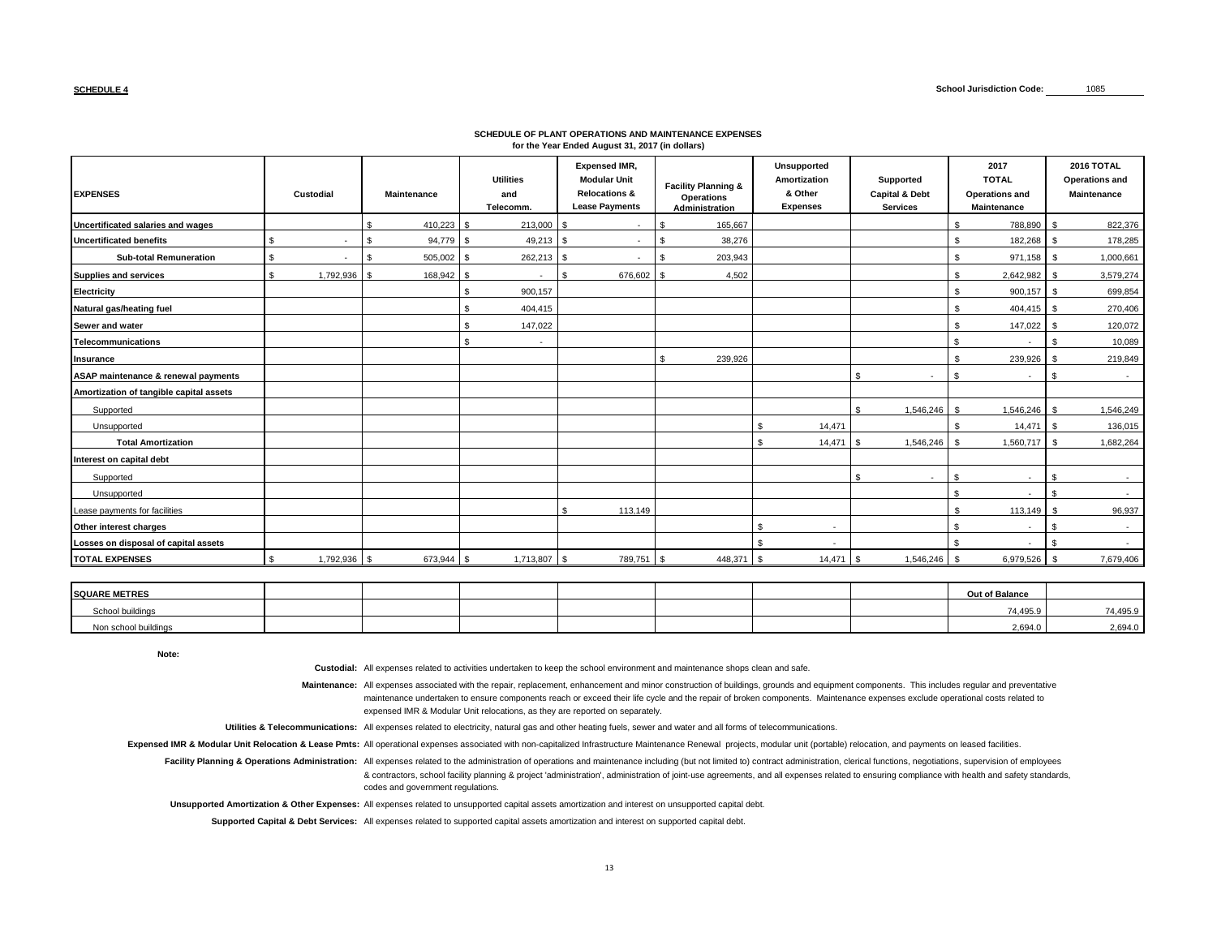**SCHEDULE 4**

**School Jurisdiction Code:** 1085

**SCHEDULE OF PLANT OPERATIONS AND MAINTENANCE EXPENSES**
**for the Year Ended August 31, 2017 (in dollars)**

| EXPENSES | Custodial | Maintenance | Utilities and Telecomm. | Expensed IMR, Modular Unit Relocations & Lease Payments | Facility Planning & Operations Administration | Unsupported Amortization & Other Expenses | Supported Capital & Debt Services | 2017 TOTAL Operations and Maintenance | 2016 TOTAL Operations and Maintenance |
|---|---|---|---|---|---|---|---|---|---|
| **Uncertificated salaries and wages** | | $ 410,223 | $ 213,000 | $ - | $ 165,667 | | | $ 788,890 | $ 822,376 |
| **Uncertificated benefits** | $ - | $ 94,779 | $ 49,213 | $ - | $ 38,276 | | | $ 182,268 | $ 178,285 |
| **Sub-total Remuneration** | $ - | $ 505,002 | $ 262,213 | $ - | $ 203,943 | | | $ 971,158 | $ 1,000,661 |
| **Supplies and services** | $ 1,792,936 | $ 168,942 | $ - | $ 676,602 | $ 4,502 | | | $ 2,642,982 | $ 3,579,274 |
| **Electricity** | | | $ 900,157 | | | | | $ 900,157 | $ 699,854 |
| **Natural gas/heating fuel** | | | $ 404,415 | | | | | $ 404,415 | $ 270,406 |
| **Sewer and water** | | | $ 147,022 | | | | | $ 147,022 | $ 120,072 |
| **Telecommunications** | | | $ - | | | | | $ - | $ 10,089 |
| **Insurance** | | | | | $ 239,926 | | | $ 239,926 | $ 219,849 |
| **ASAP maintenance & renewal payments** | | | | | | | $ - | $ - | $ - |
| **Amortization of tangible capital assets** | | | | | | | | | |
| Supported | | | | | | | $ 1,546,246 | $ 1,546,246 | $ 1,546,249 |
| Unsupported | | | | | | $ 14,471 | | $ 14,471 | $ 136,015 |
| **Total Amortization** | | | | | | $ 14,471 | $ 1,546,246 | $ 1,560,717 | $ 1,682,264 |
| **Interest on capital debt** | | | | | | | | | |
| Supported | | | | | | | $ - | $ - | $ - |
| Unsupported | | | | | | | | $ - | $ - |
| Lease payments for facilities | | | | $ 113,149 | | | | $ 113,149 | $ 96,937 |
| **Other interest charges** | | | | | | $ - | | $ - | $ - |
| **Losses on disposal of capital assets** | | | | | | $ - | | $ - | $ - |
| **TOTAL EXPENSES** | $ 1,792,936 | $ 673,944 | $ 1,713,807 | $ 789,751 | $ 448,371 | $ 14,471 | $ 1,546,246 | $ 6,979,526 | $ 7,679,406 |

| **SQUARE METRES** | | | | | | | | **Out of Balance** | |
|---|---|---|---|---|---|---|---|---|---|
| School buildings | | | | | | | | 74,495.9 | 74,495.9 |
| Non school buildings | | | | | | | | 2,694.0 | 2,694.0 |

**Note:**

**Custodial:** All expenses related to activities undertaken to keep the school environment and maintenance shops clean and safe.

**Maintenance:** All expenses associated with the repair, replacement, enhancement and minor construction of buildings, grounds and equipment components. This includes regular and preventative maintenance undertaken to ensure components reach or exceed their life cycle and the repair of broken components. Maintenance expenses exclude operational costs related to expensed IMR & Modular Unit relocations, as they are reported on separately.

**Utilities & Telecommunications:** All expenses related to electricity, natural gas and other heating fuels, sewer and water and all forms of telecommunications.

**Expensed IMR & Modular Unit Relocation & Lease Pmts:** All operational expenses associated with non-capitalized Infrastructure Maintenance Renewal projects, modular unit (portable) relocation, and payments on leased facilities.

**Facility Planning & Operations Administration:** All expenses related to the administration of operations and maintenance including (but not limited to) contract administration, clerical functions, negotiations, supervision of employees & contractors, school facility planning & project 'administration', administration of joint-use agreements, and all expenses related to ensuring compliance with health and safety standards, codes and government regulations.

**Unsupported Amortization & Other Expenses:** All expenses related to unsupported capital assets amortization and interest on unsupported capital debt.

**Supported Capital & Debt Services:** All expenses related to supported capital assets amortization and interest on supported capital debt.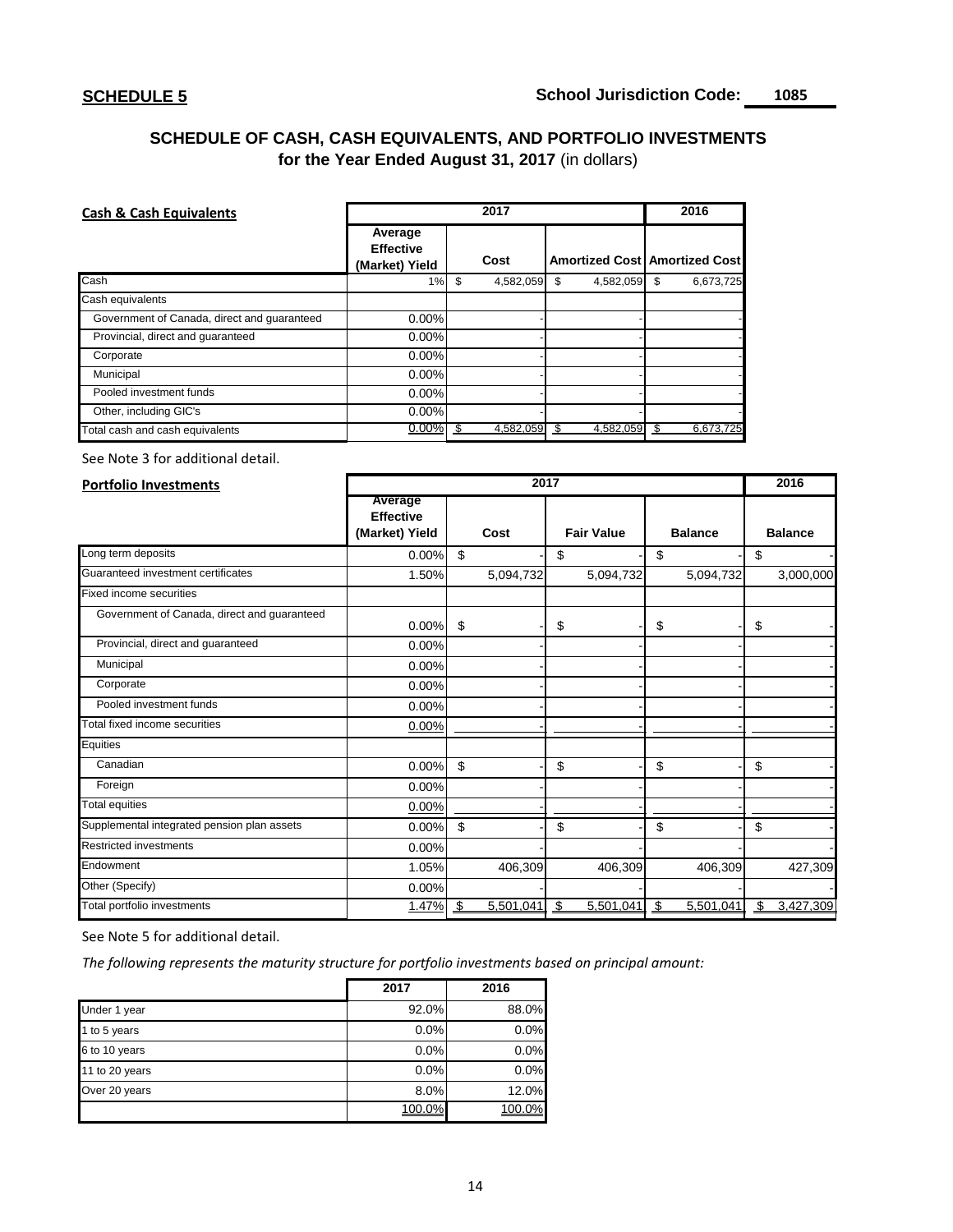**SCHEDULE 5**

**School Jurisdiction Code: 1085**

## SCHEDULE OF CASH, CASH EQUIVALENTS, AND PORTFOLIO INVESTMENTS
### for the Year Ended August 31, 2017 (in dollars)

| Cash & Cash Equivalents | 2017 | | | 2016 |
|---|---|---|---|---|
| | Average Effective (Market) Yield | Cost | Amortized Cost | Amortized Cost |
| Cash | 1% | $ 4,582,059 | $ 4,582,059 | $ 6,673,725 |
| Cash equivalents | | | | |
| Government of Canada, direct and guaranteed | 0.00% | - | - | - |
| Provincial, direct and guaranteed | 0.00% | - | - | - |
| Corporate | 0.00% | - | - | - |
| Municipal | 0.00% | - | - | - |
| Pooled investment funds | 0.00% | - | - | - |
| Other, including GIC's | 0.00% | - | - | - |
| Total cash and cash equivalents | 0.00% | $ 4,582,059 | $ 4,582,059 | $ 6,673,725 |

See Note 3 for additional detail.

| Portfolio Investments | 2017 | | | | 2016 |
|---|---|---|---|---|---|
| | Average Effective (Market) Yield | Cost | Fair Value | Balance | Balance |
| Long term deposits | 0.00% | $ - | $ - | $ - | $ - |
| Guaranteed investment certificates | 1.50% | 5,094,732 | 5,094,732 | 5,094,732 | 3,000,000 |
| Fixed income securities | | | | | |
| Government of Canada, direct and guaranteed | 0.00% | $ - | $ - | $ - | $ - |
| Provincial, direct and guaranteed | 0.00% | - | - | - | - |
| Municipal | 0.00% | - | - | - | - |
| Corporate | 0.00% | - | - | - | - |
| Pooled investment funds | 0.00% | - | - | - | - |
| Total fixed income securities | 0.00% | - | - | - | - |
| Equities | | | | | |
| Canadian | 0.00% | $ - | $ - | $ - | $ - |
| Foreign | 0.00% | - | - | - | - |
| Total equities | 0.00% | - | - | - | - |
| Supplemental integrated pension plan assets | 0.00% | $ - | $ - | $ - | $ - |
| Restricted investments | 0.00% | - | - | - | - |
| Endowment | 1.05% | 406,309 | 406,309 | 406,309 | 427,309 |
| Other (Specify) | 0.00% | - | - | - | - |
| Total portfolio investments | 1.47% | $ 5,501,041 | $ 5,501,041 | $ 5,501,041 | $ 3,427,309 |

See Note 5 for additional detail.

*The following represents the maturity structure for portfolio investments based on principal amount:*

| | 2017 | 2016 |
|---|---|---|
| Under 1 year | 92.0% | 88.0% |
| 1 to 5 years | 0.0% | 0.0% |
| 6 to 10 years | 0.0% | 0.0% |
| 11 to 20 years | 0.0% | 0.0% |
| Over 20 years | 8.0% | 12.0% |
| | 100.0% | 100.0% |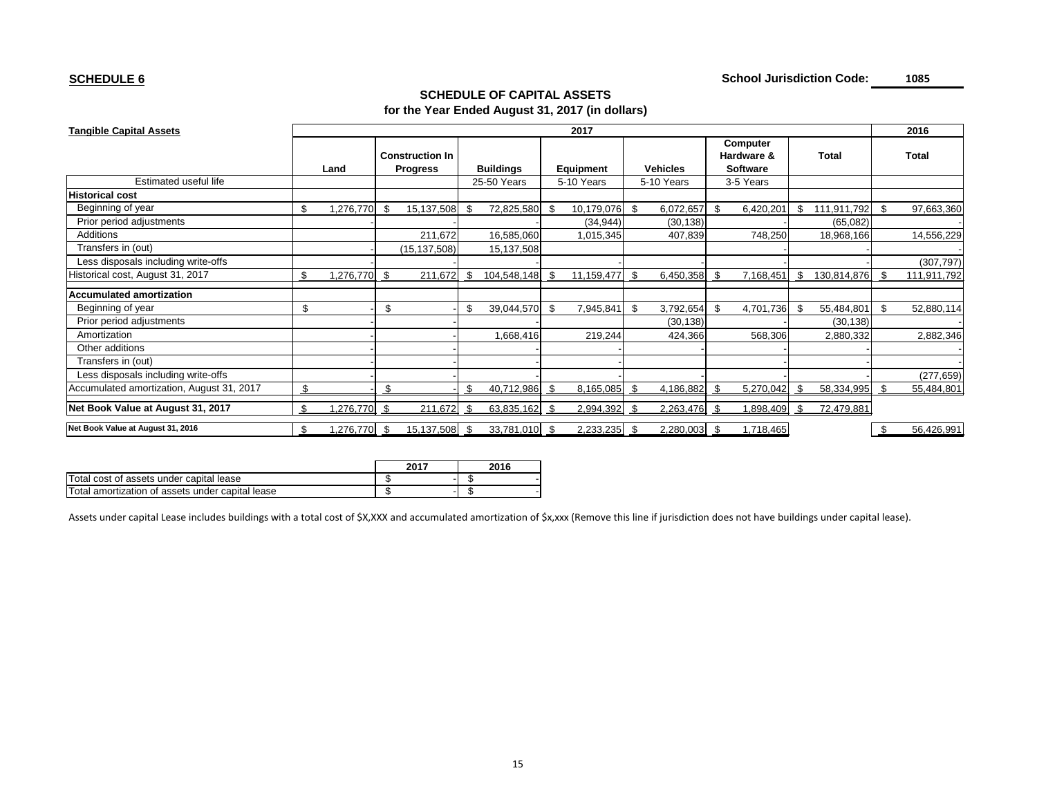**SCHEDULE 6**

**School Jurisdiction Code: 1085**

## SCHEDULE OF CAPITAL ASSETS
### for the Year Ended August 31, 2017 (in dollars)

| **Tangible Capital Assets** | 2017 | | | | | | | 2016 |
|---|---|---|---|---|---|---|---|---|
| | **Land** | **Construction In Progress** | **Buildings** | **Equipment** | **Vehicles** | **Computer Hardware & Software** | **Total** | **Total** |
| Estimated useful life | | | 25-50 Years | 5-10 Years | 5-10 Years | 3-5 Years | | |
| **Historical cost** | | | | | | | | |
| Beginning of year | $ 1,276,770 | $ 15,137,508 | $ 72,825,580 | $ 10,179,076 | $ 6,072,657 | $ 6,420,201 | $ 111,911,792 | $ 97,663,360 |
| Prior period adjustments | - | - | - | (34,944) | (30,138) | - | (65,082) | - |
| Additions | | 211,672 | 16,585,060 | 1,015,345 | 407,839 | 748,250 | 18,968,166 | 14,556,229 |
| Transfers in (out) | - | (15,137,508) | 15,137,508 | | | - | - | - |
| Less disposals including write-offs | - | - | - | - | - | - | - | (307,797) |
| Historical cost, August 31, 2017 | $ 1,276,770 | $ 211,672 | $ 104,548,148 | $ 11,159,477 | $ 6,450,358 | $ 7,168,451 | $ 130,814,876 | $ 111,911,792 |
| **Accumulated amortization** | | | | | | | | |
| Beginning of year | $ - | $ - | $ 39,044,570 | $ 7,945,841 | $ 3,792,654 | $ 4,701,736 | $ 55,484,801 | $ 52,880,114 |
| Prior period adjustments | - | - | - | | (30,138) | - | (30,138) | - |
| Amortization | - | - | 1,668,416 | 219,244 | 424,366 | 568,306 | 2,880,332 | 2,882,346 |
| Other additions | - | - | - | - | - | - | - | - |
| Transfers in (out) | - | - | - | - | | - | - | - |
| Less disposals including write-offs | - | - | - | - | - | - | - | (277,659) |
| Accumulated amortization, August 31, 2017 | $ - | $ - | $ 40,712,986 | $ 8,165,085 | $ 4,186,882 | $ 5,270,042 | $ 58,334,995 | $ 55,484,801 |
| **Net Book Value at August 31, 2017** | $ 1,276,770 | $ 211,672 | $ 63,835,162 | $ 2,994,392 | $ 2,263,476 | $ 1,898,409 | $ 72,479,881 | |
| **Net Book Value at August 31, 2016** | $ 1,276,770 | $ 15,137,508 | $ 33,781,010 | $ 2,233,235 | $ 2,280,003 | $ 1,718,465 | | $ 56,426,991 |

| | 2017 | 2016 |
|---|---|---|
| Total cost of assets under capital lease | $ - | $ - |
| Total amortization of assets under capital lease | $ - | $ - |

Assets under capital Lease includes buildings with a total cost of $X,XXX and accumulated amortization of $x,xxx (Remove this line if jurisdiction does not have buildings under capital lease).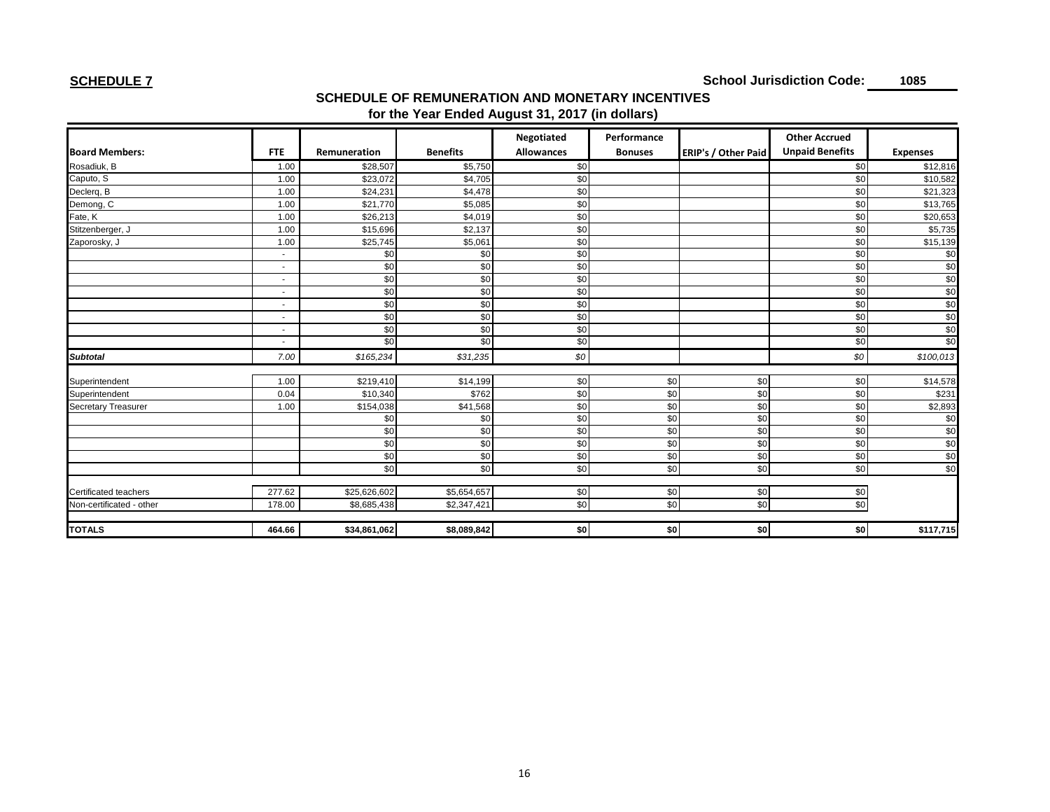**SCHEDULE 7**

**School Jurisdiction Code: 1085**

## SCHEDULE OF REMUNERATION AND MONETARY INCENTIVES
### for the Year Ended August 31, 2017 (in dollars)

| Board Members: | FTE | Remuneration | Benefits | Negotiated Allowances | Performance Bonuses | ERIP's / Other Paid | Other Accrued Unpaid Benefits | Expenses |
|---|---|---|---|---|---|---|---|---|
| Rosadiuk, B | 1.00 | $28,507 | $5,750 | $0 | | | $0 | $12,816 |
| Caputo, S | 1.00 | $23,072 | $4,705 | $0 | | | $0 | $10,582 |
| Declerq, B | 1.00 | $24,231 | $4,478 | $0 | | | $0 | $21,323 |
| Demong, C | 1.00 | $21,770 | $5,085 | $0 | | | $0 | $13,765 |
| Fate, K | 1.00 | $26,213 | $4,019 | $0 | | | $0 | $20,653 |
| Stitzenberger, J | 1.00 | $15,696 | $2,137 | $0 | | | $0 | $5,735 |
| Zaporosky, J | 1.00 | $25,745 | $5,061 | $0 | | | $0 | $15,139 |
| | - | $0 | $0 | $0 | | | $0 | $0 |
| | - | $0 | $0 | $0 | | | $0 | $0 |
| | - | $0 | $0 | $0 | | | $0 | $0 |
| | - | $0 | $0 | $0 | | | $0 | $0 |
| | - | $0 | $0 | $0 | | | $0 | $0 |
| | - | $0 | $0 | $0 | | | $0 | $0 |
| | - | $0 | $0 | $0 | | | $0 | $0 |
| | - | $0 | $0 | $0 | | | $0 | $0 |
| ***Subtotal*** | *7.00* | *$165,234* | *$31,235* | *$0* | | | *$0* | *$100,013* |
| Superintendent | 1.00 | $219,410 | $14,199 | $0 | $0 | $0 | $0 | $14,578 |
| Superintendent | 0.04 | $10,340 | $762 | $0 | $0 | $0 | $0 | $231 |
| Secretary Treasurer | 1.00 | $154,038 | $41,568 | $0 | $0 | $0 | $0 | $2,893 |
| | | $0 | $0 | $0 | $0 | $0 | $0 | $0 |
| | | $0 | $0 | $0 | $0 | $0 | $0 | $0 |
| | | $0 | $0 | $0 | $0 | $0 | $0 | $0 |
| | | $0 | $0 | $0 | $0 | $0 | $0 | $0 |
| | | $0 | $0 | $0 | $0 | $0 | $0 | $0 |
| Certificated teachers | 277.62 | $25,626,602 | $5,654,657 | $0 | $0 | $0 | $0 | |
| Non-certificated - other | 178.00 | $8,685,438 | $2,347,421 | $0 | $0 | $0 | $0 | |
| **TOTALS** | **464.66** | **$34,861,062** | **$8,089,842** | **$0** | **$0** | **$0** | **$0** | **$117,715** |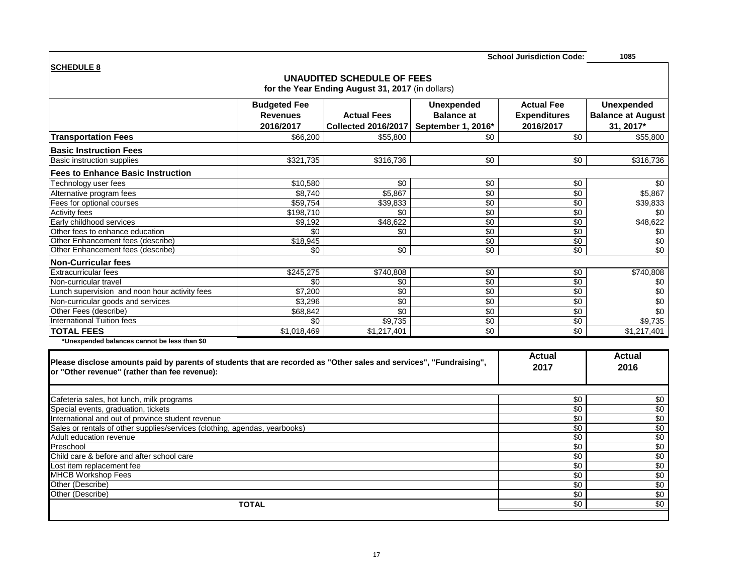School Jurisdiction Code: 1085

**SCHEDULE 8**

## UNAUDITED SCHEDULE OF FEES

**for the Year Ending August 31, 2017** (in dollars)

| | Budgeted Fee Revenues 2016/2017 | Actual Fees Collected 2016/2017 | Unexpended Balance at September 1, 2016* | Actual Fee Expenditures 2016/2017 | Unexpended Balance at August 31, 2017* |
|---|---|---|---|---|---|
| **Transportation Fees** | $66,200 | $55,800 | $0 | $0 | $55,800 |
| **Basic Instruction Fees** | | | | | |
| Basic instruction supplies | $321,735 | $316,736 | $0 | $0 | $316,736 |
| **Fees to Enhance Basic Instruction** | | | | | |
| Technology user fees | $10,580 | $0 | $0 | $0 | $0 |
| Alternative program fees | $8,740 | $5,867 | $0 | $0 | $5,867 |
| Fees for optional courses | $59,754 | $39,833 | $0 | $0 | $39,833 |
| Activity fees | $198,710 | $0 | $0 | $0 | $0 |
| Early childhood services | $9,192 | $48,622 | $0 | $0 | $48,622 |
| Other fees to enhance education | $0 | $0 | $0 | $0 | $0 |
| Other Enhancement fees (describe) | $18,945 | | $0 | $0 | $0 |
| Other Enhancement fees (describe) | $0 | $0 | $0 | $0 | $0 |
| **Non-Curricular fees** | | | | | |
| Extracurricular fees | $245,275 | $740,808 | $0 | $0 | $740,808 |
| Non-curricular travel | $0 | $0 | $0 | $0 | $0 |
| Lunch supervision and noon hour activity fees | $7,200 | $0 | $0 | $0 | $0 |
| Non-curricular goods and services | $3,296 | $0 | $0 | $0 | $0 |
| Other Fees (describe) | $68,842 | $0 | $0 | $0 | $0 |
| International Tuition fees | $0 | $9,735 | $0 | $0 | $9,735 |
| **TOTAL FEES** | $1,018,469 | $1,217,401 | $0 | $0 | $1,217,401 |

***Unexpended balances cannot be less than $0**

| **Please disclose amounts paid by parents of students that are recorded as "Other sales and services", "Fundraising", or "Other revenue" (rather than fee revenue):** | **Actual 2017** | **Actual 2016** |
|---|---|---|
| Cafeteria sales, hot lunch, milk programs | $0 | $0 |
| Special events, graduation, tickets | $0 | $0 |
| International and out of province student revenue | $0 | $0 |
| Sales or rentals of other supplies/services (clothing, agendas, yearbooks) | $0 | $0 |
| Adult education revenue | $0 | $0 |
| Preschool | $0 | $0 |
| Child care & before and after school care | $0 | $0 |
| Lost item replacement fee | $0 | $0 |
| MHCB Workshop Fees | $0 | $0 |
| Other (Describe) | $0 | $0 |
| Other (Describe) | $0 | $0 |
| **TOTAL** | $0 | $0 |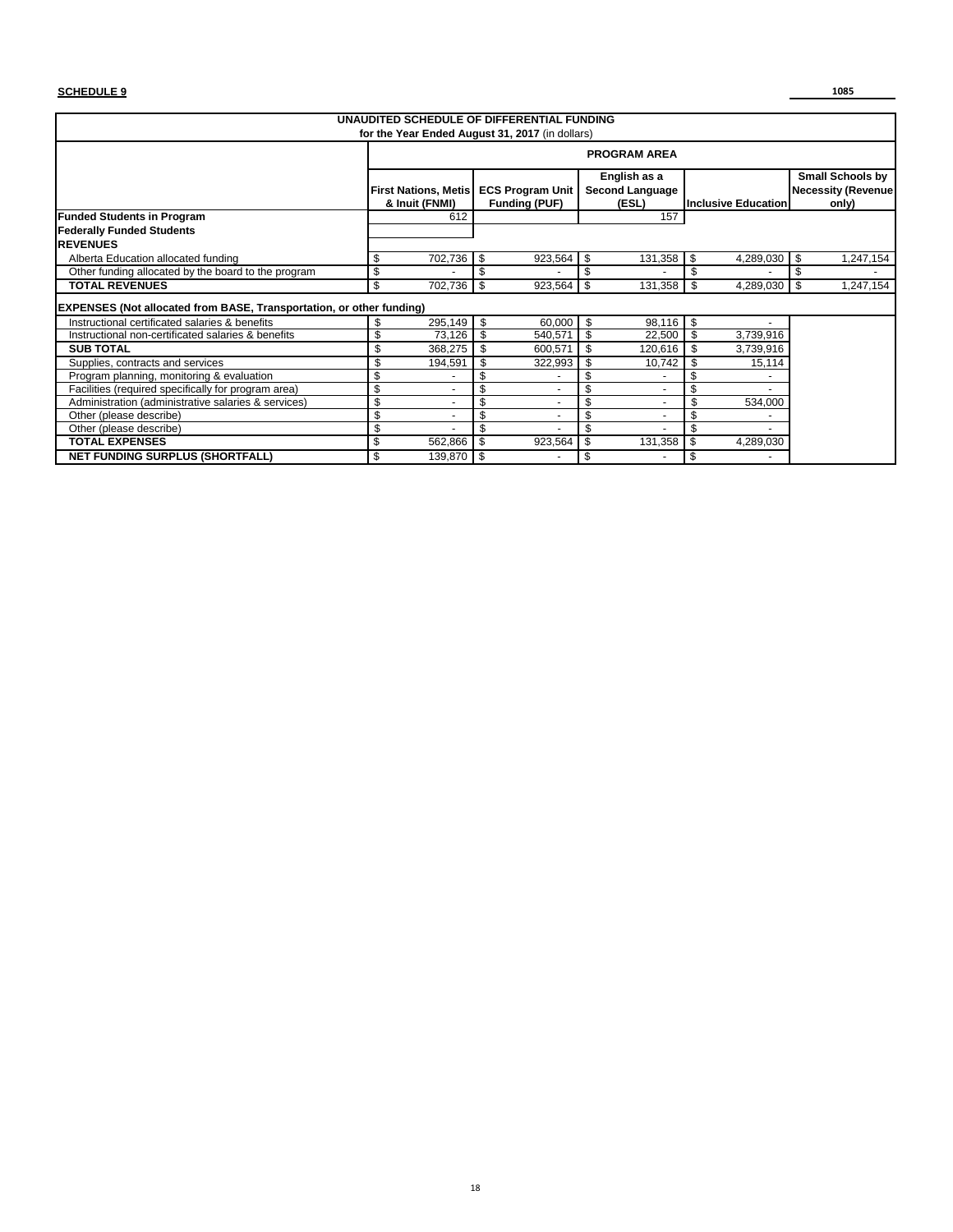**SCHEDULE 9**

1085

| UNAUDITED SCHEDULE OF DIFFERENTIAL FUNDING for the Year Ended August 31, 2017 (in dollars) | | | | | |
|---|---|---|---|---|---|
| | PROGRAM AREA | | | | |
| | First Nations, Metis & Inuit (FNMI) | ECS Program Unit Funding (PUF) | English as a Second Language (ESL) | Inclusive Education | Small Schools by Necessity (Revenue only) |
| **Funded Students in Program** | 612 | | 157 | | |
| **Federally Funded Students** | | | | | |
| **REVENUES** | | | | | |
| Alberta Education allocated funding | $ 702,736 | $ 923,564 | $ 131,358 | $ 4,289,030 | $ 1,247,154 |
| Other funding allocated by the board to the program | $ - | $ - | $ - | $ - | $ - |
| **TOTAL REVENUES** | $ 702,736 | $ 923,564 | $ 131,358 | $ 4,289,030 | $ 1,247,154 |
| **EXPENSES (Not allocated from BASE, Transportation, or other funding)** | | | | | |
| Instructional certificated salaries & benefits | $ 295,149 | $ 60,000 | $ 98,116 | $ - | |
| Instructional non-certificated salaries & benefits | $ 73,126 | $ 540,571 | $ 22,500 | $ 3,739,916 | |
| **SUB TOTAL** | $ 368,275 | $ 600,571 | $ 120,616 | $ 3,739,916 | |
| Supplies, contracts and services | $ 194,591 | $ 322,993 | $ 10,742 | $ 15,114 | |
| Program planning, monitoring & evaluation | $ - | $ - | $ - | $ - | |
| Facilities (required specifically for program area) | $ - | $ - | $ - | $ - | |
| Administration (administrative salaries & services) | $ - | $ - | $ - | $ 534,000 | |
| Other (please describe) | $ - | $ - | $ - | $ - | |
| Other (please describe) | $ - | $ - | $ - | $ - | |
| **TOTAL EXPENSES** | $ 562,866 | $ 923,564 | $ 131,358 | $ 4,289,030 | |
| **NET FUNDING SURPLUS (SHORTFALL)** | $ 139,870 | $ - | $ - | $ - | |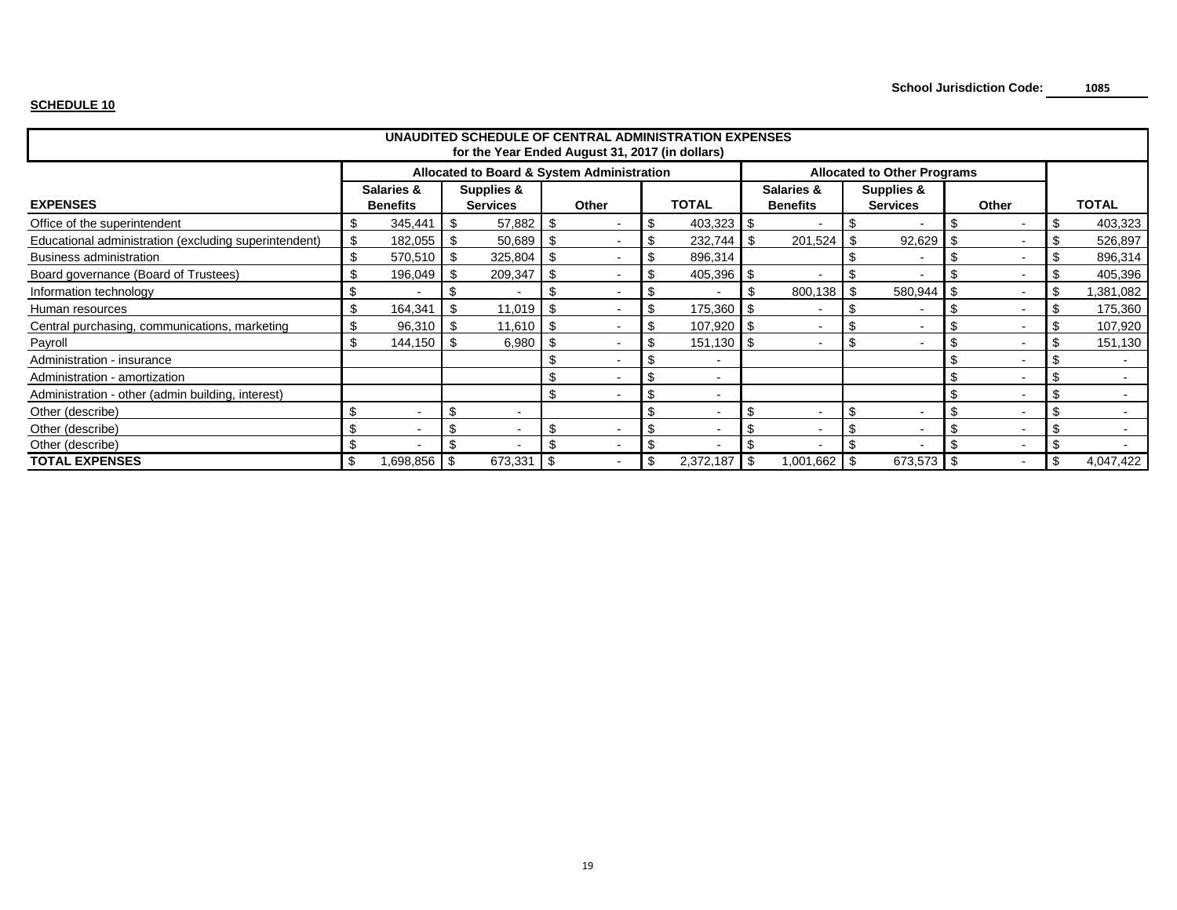School Jurisdiction Code: 1085

**SCHEDULE 10**

| UNAUDITED SCHEDULE OF CENTRAL ADMINISTRATION EXPENSES for the Year Ended August 31, 2017 (in dollars) | | | | | | | | |
|---|---|---|---|---|---|---|---|---|
| | Allocated to Board & System Administration | | | | Allocated to Other Programs | | | |
| **EXPENSES** | Salaries & Benefits | Supplies & Services | Other | TOTAL | Salaries & Benefits | Supplies & Services | Other | TOTAL |
| Office of the superintendent | $ 345,441 | $ 57,882 | $ - | $ 403,323 | $ - | $ - | $ - | $ 403,323 |
| Educational administration (excluding superintendent) | $ 182,055 | $ 50,689 | $ - | $ 232,744 | $ 201,524 | $ 92,629 | $ - | $ 526,897 |
| Business administration | $ 570,510 | $ 325,804 | $ - | $ 896,314 | | $ - | $ - | $ 896,314 |
| Board governance (Board of Trustees) | $ 196,049 | $ 209,347 | $ - | $ 405,396 | $ - | $ - | $ - | $ 405,396 |
| Information technology | $ - | $ - | $ - | $ - | $ 800,138 | $ 580,944 | $ - | $ 1,381,082 |
| Human resources | $ 164,341 | $ 11,019 | $ - | $ 175,360 | $ - | $ - | $ - | $ 175,360 |
| Central purchasing, communications, marketing | $ 96,310 | $ 11,610 | $ - | $ 107,920 | $ - | $ - | $ - | $ 107,920 |
| Payroll | $ 144,150 | $ 6,980 | $ - | $ 151,130 | $ - | $ - | $ - | $ 151,130 |
| Administration - insurance | | | $ - | $ - | | | $ - | $ - |
| Administration - amortization | | | $ - | $ - | | | $ - | $ - |
| Administration - other (admin building, interest) | | | $ - | $ - | | | $ - | $ - |
| Other (describe) | $ - | $ - | | $ - | $ - | $ - | $ - | $ - |
| Other (describe) | $ - | $ - | $ - | $ - | $ - | $ - | $ - | $ - |
| Other (describe) | $ - | $ - | $ - | $ - | $ - | $ - | $ - | $ - |
| **TOTAL EXPENSES** | $ 1,698,856 | $ 673,331 | $ - | $ 2,372,187 | $ 1,001,662 | $ 673,573 | $ - | $ 4,047,422 |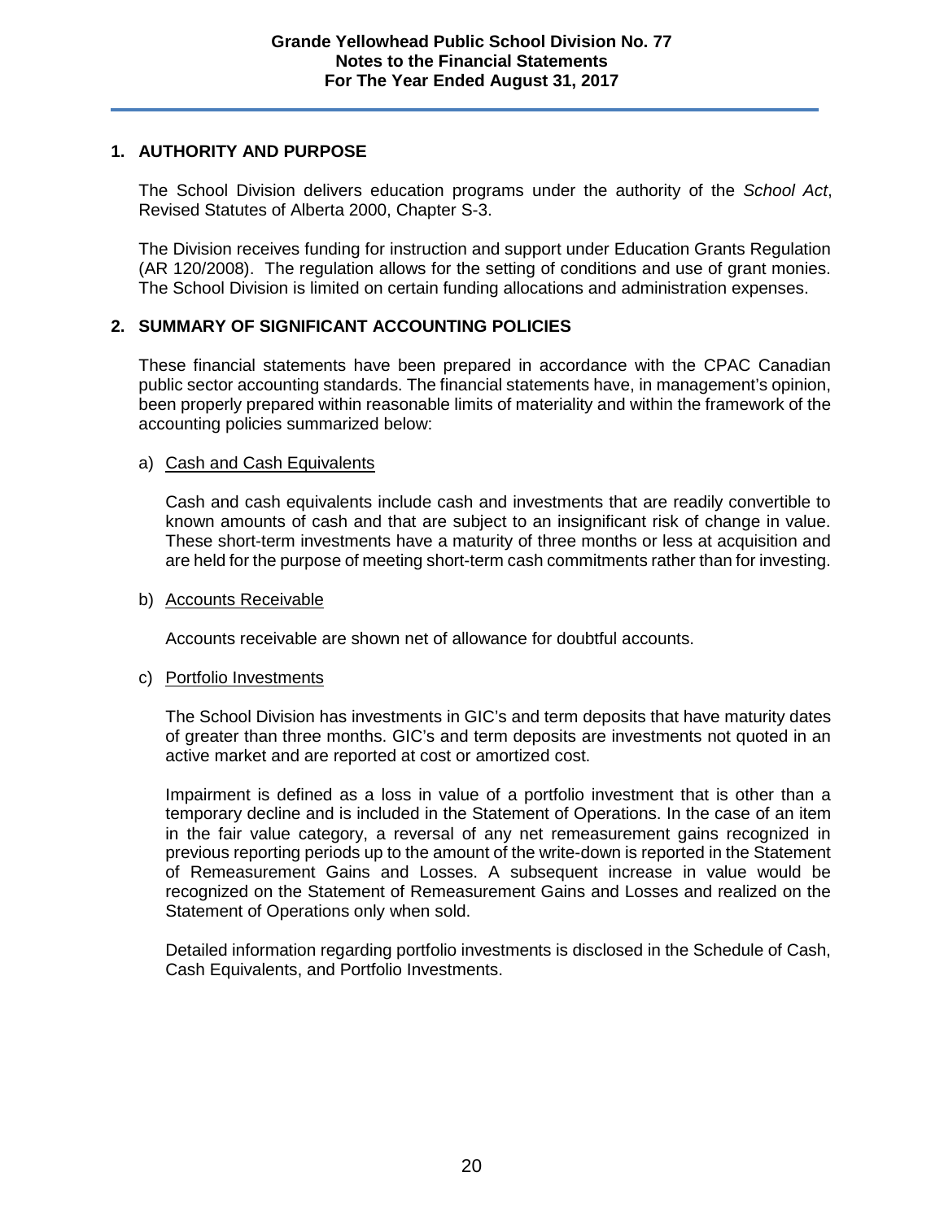# Grande Yellowhead Public School Division No. 77
## Notes to the Financial Statements
## For The Year Ended August 31, 2017

## 1. AUTHORITY AND PURPOSE

The School Division delivers education programs under the authority of the *School Act*, Revised Statutes of Alberta 2000, Chapter S-3.

The Division receives funding for instruction and support under Education Grants Regulation (AR 120/2008). The regulation allows for the setting of conditions and use of grant monies. The School Division is limited on certain funding allocations and administration expenses.

## 2. SUMMARY OF SIGNIFICANT ACCOUNTING POLICIES

These financial statements have been prepared in accordance with the CPAC Canadian public sector accounting standards. The financial statements have, in management's opinion, been properly prepared within reasonable limits of materiality and within the framework of the accounting policies summarized below:

a) Cash and Cash Equivalents

Cash and cash equivalents include cash and investments that are readily convertible to known amounts of cash and that are subject to an insignificant risk of change in value. These short-term investments have a maturity of three months or less at acquisition and are held for the purpose of meeting short-term cash commitments rather than for investing.

b) Accounts Receivable

Accounts receivable are shown net of allowance for doubtful accounts.

c) Portfolio Investments

The School Division has investments in GIC's and term deposits that have maturity dates of greater than three months. GIC's and term deposits are investments not quoted in an active market and are reported at cost or amortized cost.

Impairment is defined as a loss in value of a portfolio investment that is other than a temporary decline and is included in the Statement of Operations. In the case of an item in the fair value category, a reversal of any net remeasurement gains recognized in previous reporting periods up to the amount of the write-down is reported in the Statement of Remeasurement Gains and Losses. A subsequent increase in value would be recognized on the Statement of Remeasurement Gains and Losses and realized on the Statement of Operations only when sold.

Detailed information regarding portfolio investments is disclosed in the Schedule of Cash, Cash Equivalents, and Portfolio Investments.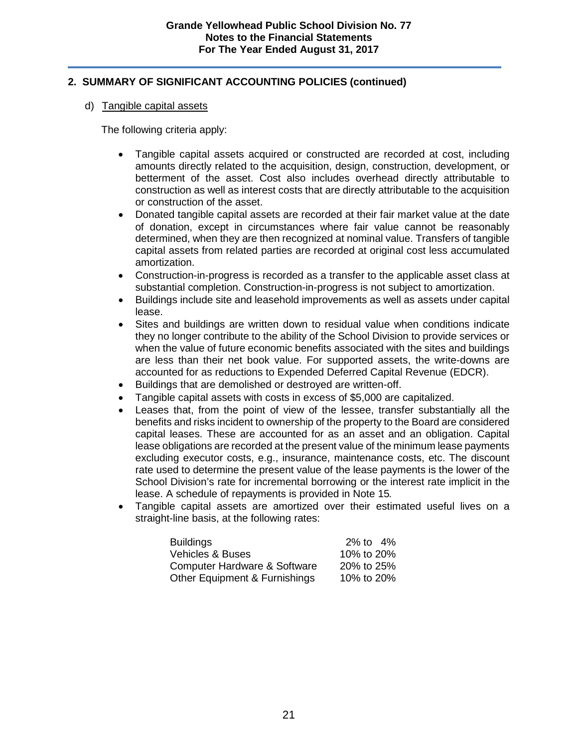## 2. SUMMARY OF SIGNIFICANT ACCOUNTING POLICIES (continued)

d) Tangible capital assets

The following criteria apply:

- Tangible capital assets acquired or constructed are recorded at cost, including amounts directly related to the acquisition, design, construction, development, or betterment of the asset. Cost also includes overhead directly attributable to construction as well as interest costs that are directly attributable to the acquisition or construction of the asset.
- Donated tangible capital assets are recorded at their fair market value at the date of donation, except in circumstances where fair value cannot be reasonably determined, when they are then recognized at nominal value. Transfers of tangible capital assets from related parties are recorded at original cost less accumulated amortization.
- Construction-in-progress is recorded as a transfer to the applicable asset class at substantial completion. Construction-in-progress is not subject to amortization.
- Buildings include site and leasehold improvements as well as assets under capital lease.
- Sites and buildings are written down to residual value when conditions indicate they no longer contribute to the ability of the School Division to provide services or when the value of future economic benefits associated with the sites and buildings are less than their net book value. For supported assets, the write-downs are accounted for as reductions to Expended Deferred Capital Revenue (EDCR).
- Buildings that are demolished or destroyed are written-off.
- Tangible capital assets with costs in excess of $5,000 are capitalized.
- Leases that, from the point of view of the lessee, transfer substantially all the benefits and risks incident to ownership of the property to the Board are considered capital leases. These are accounted for as an asset and an obligation. Capital lease obligations are recorded at the present value of the minimum lease payments excluding executor costs, e.g., insurance, maintenance costs, etc. The discount rate used to determine the present value of the lease payments is the lower of the School Division's rate for incremental borrowing or the interest rate implicit in the lease. A schedule of repayments is provided in Note 15*.*
- Tangible capital assets are amortized over their estimated useful lives on a straight-line basis, at the following rates:

| | |
|---|---|
| Buildings | 2% to 4% |
| Vehicles & Buses | 10% to 20% |
| Computer Hardware & Software | 20% to 25% |
| Other Equipment & Furnishings | 10% to 20% |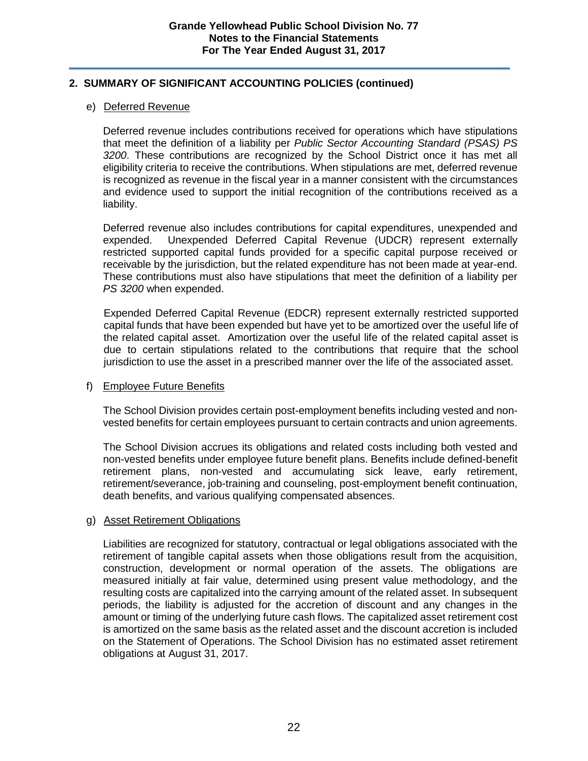## 2. SUMMARY OF SIGNIFICANT ACCOUNTING POLICIES (continued)

### e) Deferred Revenue

Deferred revenue includes contributions received for operations which have stipulations that meet the definition of a liability per *Public Sector Accounting Standard (PSAS) PS 3200*. These contributions are recognized by the School District once it has met all eligibility criteria to receive the contributions. When stipulations are met, deferred revenue is recognized as revenue in the fiscal year in a manner consistent with the circumstances and evidence used to support the initial recognition of the contributions received as a liability.

Deferred revenue also includes contributions for capital expenditures, unexpended and expended. Unexpended Deferred Capital Revenue (UDCR) represent externally restricted supported capital funds provided for a specific capital purpose received or receivable by the jurisdiction, but the related expenditure has not been made at year-end. These contributions must also have stipulations that meet the definition of a liability per *PS 3200* when expended.

Expended Deferred Capital Revenue (EDCR) represent externally restricted supported capital funds that have been expended but have yet to be amortized over the useful life of the related capital asset. Amortization over the useful life of the related capital asset is due to certain stipulations related to the contributions that require that the school jurisdiction to use the asset in a prescribed manner over the life of the associated asset.

### f) Employee Future Benefits

The School Division provides certain post-employment benefits including vested and non-vested benefits for certain employees pursuant to certain contracts and union agreements.

The School Division accrues its obligations and related costs including both vested and non-vested benefits under employee future benefit plans. Benefits include defined-benefit retirement plans, non-vested and accumulating sick leave, early retirement, retirement/severance, job-training and counseling, post-employment benefit continuation, death benefits, and various qualifying compensated absences.

### g) Asset Retirement Obligations

Liabilities are recognized for statutory, contractual or legal obligations associated with the retirement of tangible capital assets when those obligations result from the acquisition, construction, development or normal operation of the assets. The obligations are measured initially at fair value, determined using present value methodology, and the resulting costs are capitalized into the carrying amount of the related asset. In subsequent periods, the liability is adjusted for the accretion of discount and any changes in the amount or timing of the underlying future cash flows. The capitalized asset retirement cost is amortized on the same basis as the related asset and the discount accretion is included on the Statement of Operations. The School Division has no estimated asset retirement obligations at August 31, 2017.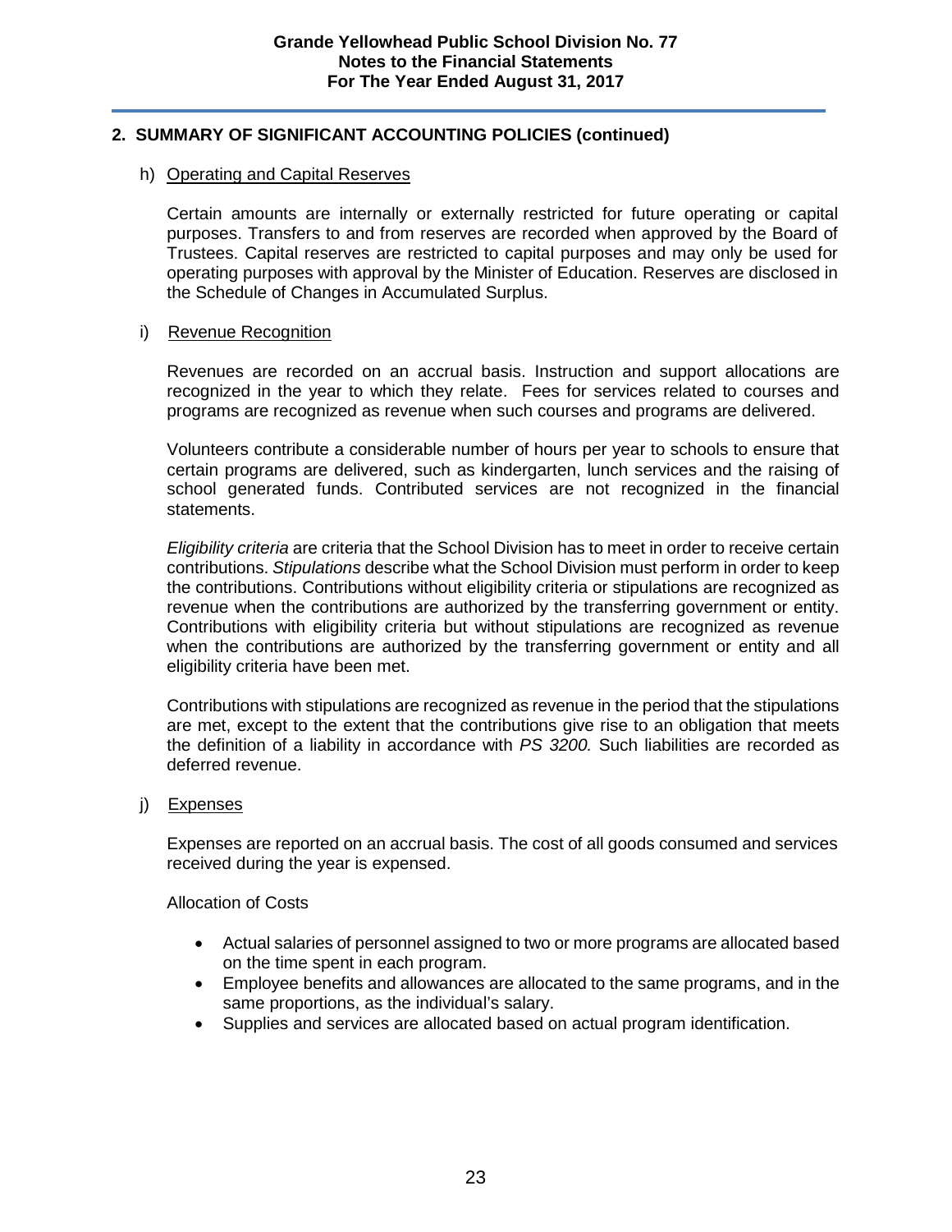## 2. SUMMARY OF SIGNIFICANT ACCOUNTING POLICIES (continued)

### h) Operating and Capital Reserves

Certain amounts are internally or externally restricted for future operating or capital purposes. Transfers to and from reserves are recorded when approved by the Board of Trustees. Capital reserves are restricted to capital purposes and may only be used for operating purposes with approval by the Minister of Education. Reserves are disclosed in the Schedule of Changes in Accumulated Surplus.

### i) Revenue Recognition

Revenues are recorded on an accrual basis. Instruction and support allocations are recognized in the year to which they relate. Fees for services related to courses and programs are recognized as revenue when such courses and programs are delivered.

Volunteers contribute a considerable number of hours per year to schools to ensure that certain programs are delivered, such as kindergarten, lunch services and the raising of school generated funds. Contributed services are not recognized in the financial statements.

*Eligibility criteria* are criteria that the School Division has to meet in order to receive certain contributions. *Stipulations* describe what the School Division must perform in order to keep the contributions. Contributions without eligibility criteria or stipulations are recognized as revenue when the contributions are authorized by the transferring government or entity. Contributions with eligibility criteria but without stipulations are recognized as revenue when the contributions are authorized by the transferring government or entity and all eligibility criteria have been met.

Contributions with stipulations are recognized as revenue in the period that the stipulations are met, except to the extent that the contributions give rise to an obligation that meets the definition of a liability in accordance with *PS 3200.* Such liabilities are recorded as deferred revenue.

### j) Expenses

Expenses are reported on an accrual basis. The cost of all goods consumed and services received during the year is expensed.

Allocation of Costs

- Actual salaries of personnel assigned to two or more programs are allocated based on the time spent in each program.
- Employee benefits and allowances are allocated to the same programs, and in the same proportions, as the individual's salary.
- Supplies and services are allocated based on actual program identification.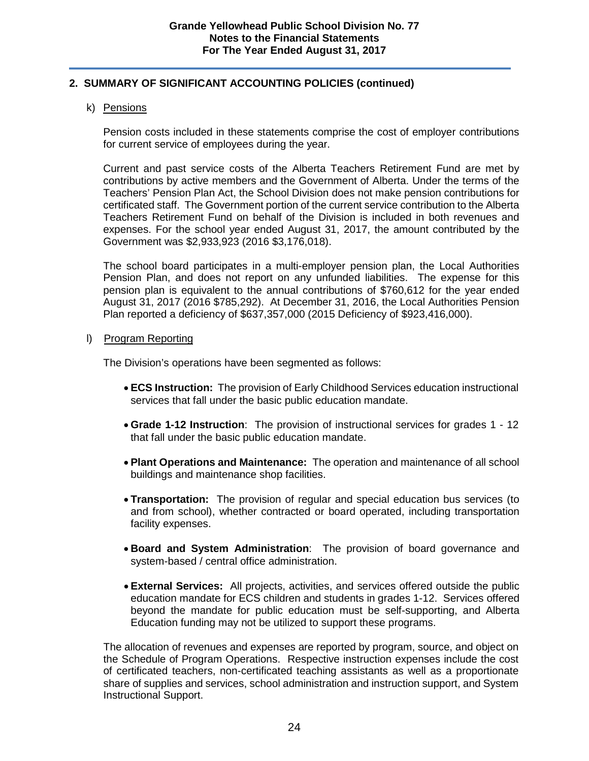## 2. SUMMARY OF SIGNIFICANT ACCOUNTING POLICIES (continued)

### k) Pensions

Pension costs included in these statements comprise the cost of employer contributions for current service of employees during the year.

Current and past service costs of the Alberta Teachers Retirement Fund are met by contributions by active members and the Government of Alberta. Under the terms of the Teachers' Pension Plan Act, the School Division does not make pension contributions for certificated staff. The Government portion of the current service contribution to the Alberta Teachers Retirement Fund on behalf of the Division is included in both revenues and expenses. For the school year ended August 31, 2017, the amount contributed by the Government was $2,933,923 (2016 $3,176,018).

The school board participates in a multi-employer pension plan, the Local Authorities Pension Plan, and does not report on any unfunded liabilities. The expense for this pension plan is equivalent to the annual contributions of $760,612 for the year ended August 31, 2017 (2016 $785,292). At December 31, 2016, the Local Authorities Pension Plan reported a deficiency of $637,357,000 (2015 Deficiency of $923,416,000).

### l) Program Reporting

The Division's operations have been segmented as follows:

- **ECS Instruction:** The provision of Early Childhood Services education instructional services that fall under the basic public education mandate.
- **Grade 1-12 Instruction**: The provision of instructional services for grades 1 - 12 that fall under the basic public education mandate.
- **Plant Operations and Maintenance:** The operation and maintenance of all school buildings and maintenance shop facilities.
- **Transportation:** The provision of regular and special education bus services (to and from school), whether contracted or board operated, including transportation facility expenses.
- **Board and System Administration**: The provision of board governance and system-based / central office administration.
- **External Services:** All projects, activities, and services offered outside the public education mandate for ECS children and students in grades 1-12. Services offered beyond the mandate for public education must be self-supporting, and Alberta Education funding may not be utilized to support these programs.

The allocation of revenues and expenses are reported by program, source, and object on the Schedule of Program Operations. Respective instruction expenses include the cost of certificated teachers, non-certificated teaching assistants as well as a proportionate share of supplies and services, school administration and instruction support, and System Instructional Support.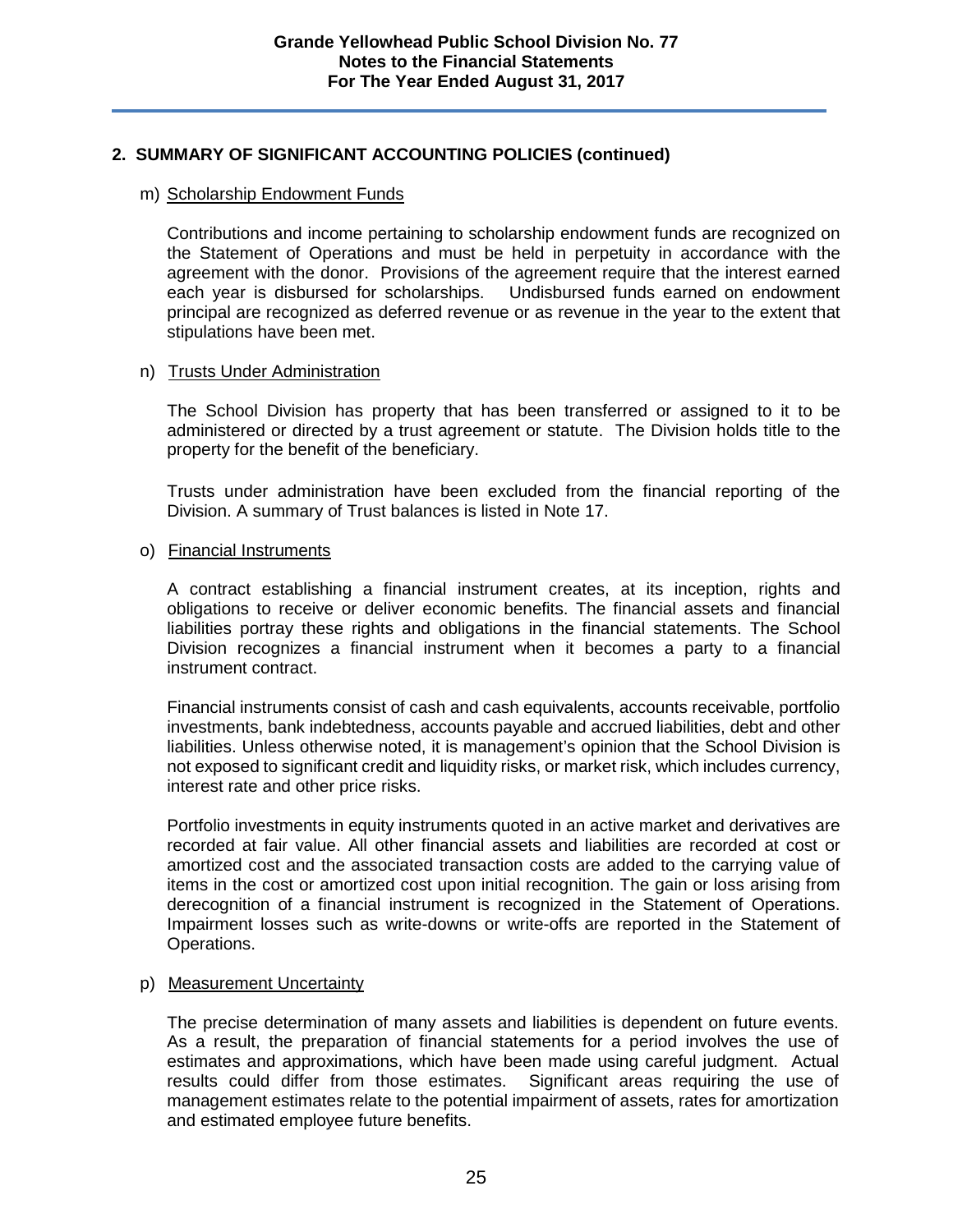## 2. SUMMARY OF SIGNIFICANT ACCOUNTING POLICIES (continued)

m) Scholarship Endowment Funds

Contributions and income pertaining to scholarship endowment funds are recognized on the Statement of Operations and must be held in perpetuity in accordance with the agreement with the donor. Provisions of the agreement require that the interest earned each year is disbursed for scholarships. Undisbursed funds earned on endowment principal are recognized as deferred revenue or as revenue in the year to the extent that stipulations have been met.

n) Trusts Under Administration

The School Division has property that has been transferred or assigned to it to be administered or directed by a trust agreement or statute. The Division holds title to the property for the benefit of the beneficiary.

Trusts under administration have been excluded from the financial reporting of the Division. A summary of Trust balances is listed in Note 17.

o) Financial Instruments

A contract establishing a financial instrument creates, at its inception, rights and obligations to receive or deliver economic benefits. The financial assets and financial liabilities portray these rights and obligations in the financial statements. The School Division recognizes a financial instrument when it becomes a party to a financial instrument contract.

Financial instruments consist of cash and cash equivalents, accounts receivable, portfolio investments, bank indebtedness, accounts payable and accrued liabilities, debt and other liabilities. Unless otherwise noted, it is management's opinion that the School Division is not exposed to significant credit and liquidity risks, or market risk, which includes currency, interest rate and other price risks.

Portfolio investments in equity instruments quoted in an active market and derivatives are recorded at fair value. All other financial assets and liabilities are recorded at cost or amortized cost and the associated transaction costs are added to the carrying value of items in the cost or amortized cost upon initial recognition. The gain or loss arising from derecognition of a financial instrument is recognized in the Statement of Operations. Impairment losses such as write-downs or write-offs are reported in the Statement of Operations.

p) Measurement Uncertainty

The precise determination of many assets and liabilities is dependent on future events. As a result, the preparation of financial statements for a period involves the use of estimates and approximations, which have been made using careful judgment. Actual results could differ from those estimates. Significant areas requiring the use of management estimates relate to the potential impairment of assets, rates for amortization and estimated employee future benefits.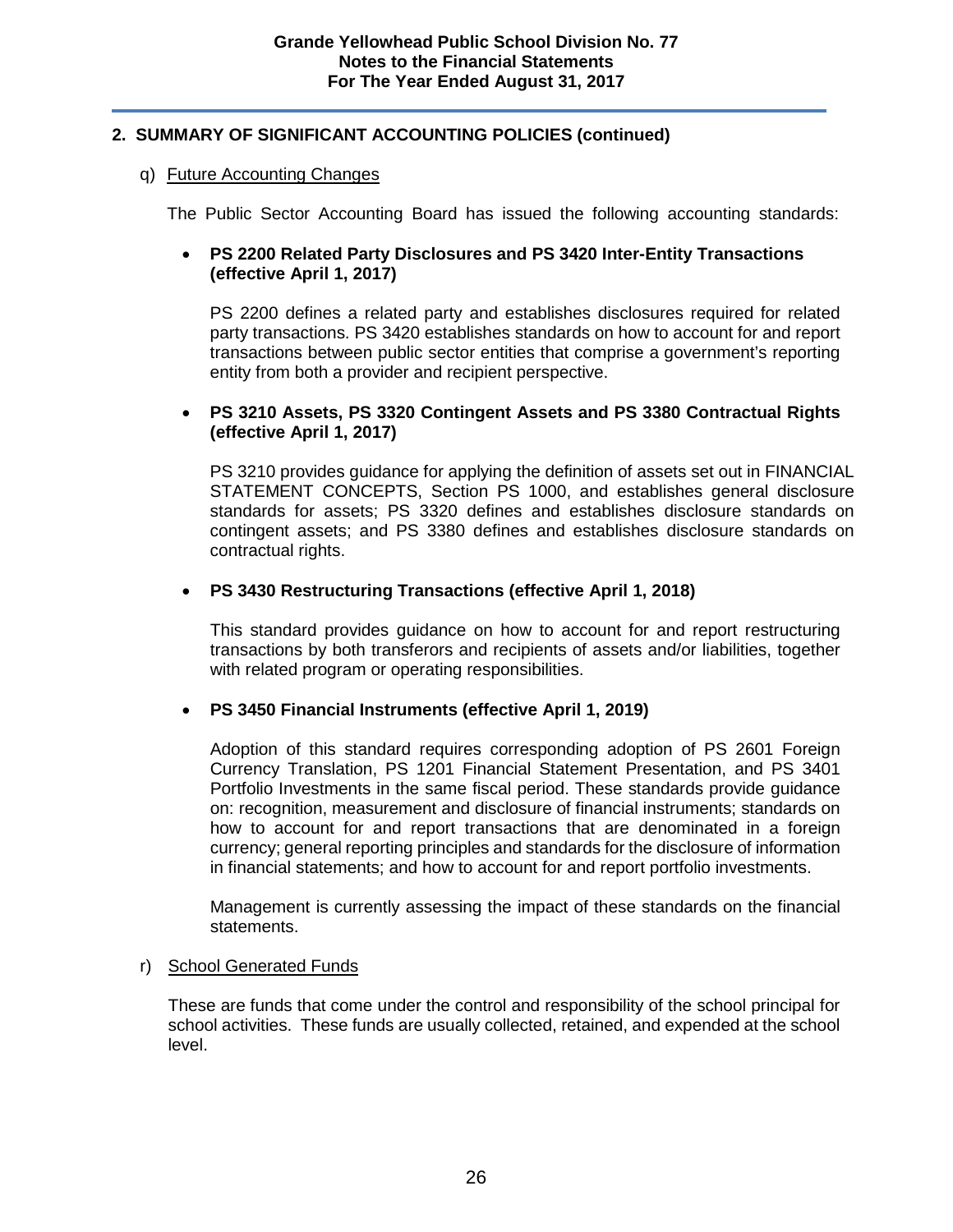## 2. SUMMARY OF SIGNIFICANT ACCOUNTING POLICIES (continued)

q) Future Accounting Changes

The Public Sector Accounting Board has issued the following accounting standards:

- **PS 2200 Related Party Disclosures and PS 3420 Inter-Entity Transactions (effective April 1, 2017)**

  PS 2200 defines a related party and establishes disclosures required for related party transactions. PS 3420 establishes standards on how to account for and report transactions between public sector entities that comprise a government's reporting entity from both a provider and recipient perspective.

- **PS 3210 Assets, PS 3320 Contingent Assets and PS 3380 Contractual Rights (effective April 1, 2017)**

  PS 3210 provides guidance for applying the definition of assets set out in FINANCIAL STATEMENT CONCEPTS, Section PS 1000, and establishes general disclosure standards for assets; PS 3320 defines and establishes disclosure standards on contingent assets; and PS 3380 defines and establishes disclosure standards on contractual rights.

- **PS 3430 Restructuring Transactions (effective April 1, 2018)**

  This standard provides guidance on how to account for and report restructuring transactions by both transferors and recipients of assets and/or liabilities, together with related program or operating responsibilities.

- **PS 3450 Financial Instruments (effective April 1, 2019)**

  Adoption of this standard requires corresponding adoption of PS 2601 Foreign Currency Translation, PS 1201 Financial Statement Presentation, and PS 3401 Portfolio Investments in the same fiscal period. These standards provide guidance on: recognition, measurement and disclosure of financial instruments; standards on how to account for and report transactions that are denominated in a foreign currency; general reporting principles and standards for the disclosure of information in financial statements; and how to account for and report portfolio investments.

  Management is currently assessing the impact of these standards on the financial statements.

r) School Generated Funds

These are funds that come under the control and responsibility of the school principal for school activities. These funds are usually collected, retained, and expended at the school level.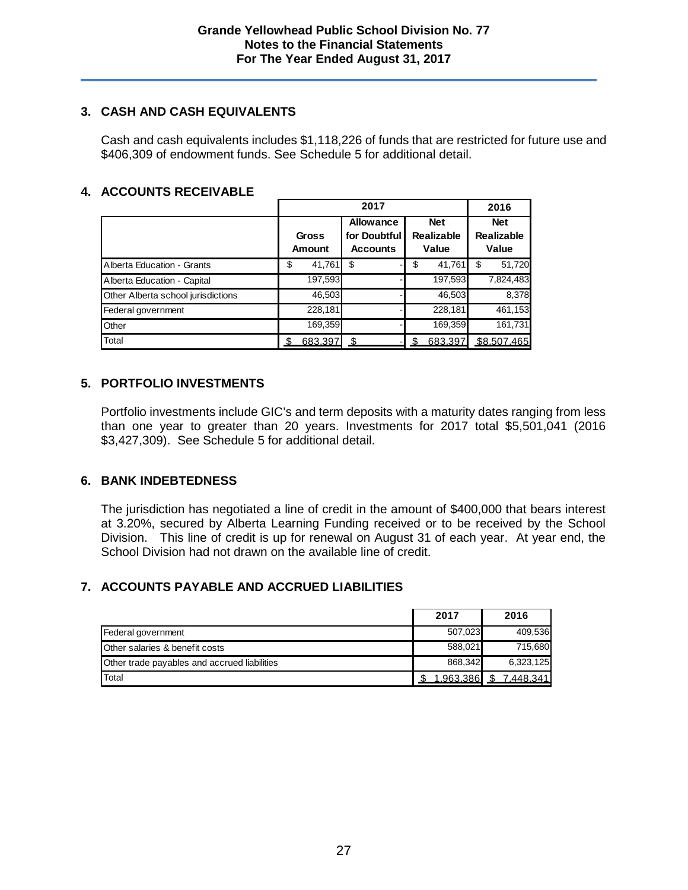## 3. CASH AND CASH EQUIVALENTS

Cash and cash equivalents includes $1,118,226 of funds that are restricted for future use and $406,309 of endowment funds. See Schedule 5 for additional detail.

## 4. ACCOUNTS RECEIVABLE

| | 2017 | | | 2016 |
|---|---|---|---|---|
| | Gross Amount | Allowance for Doubtful Accounts | Net Realizable Value | Net Realizable Value |
| Alberta Education - Grants | $ 41,761 | $ - | $ 41,761 | $ 51,720 |
| Alberta Education - Capital | 197,593 | - | 197,593 | 7,824,483 |
| Other Alberta school jurisdictions | 46,503 | - | 46,503 | 8,378 |
| Federal government | 228,181 | - | 228,181 | 461,153 |
| Other | 169,359 | - | 169,359 | 161,731 |
| Total | $ 683,397 | $ - | $ 683,397 | $8,507,465 |

## 5. PORTFOLIO INVESTMENTS

Portfolio investments include GIC's and term deposits with a maturity dates ranging from less than one year to greater than 20 years. Investments for 2017 total $5,501,041 (2016 $3,427,309). See Schedule 5 for additional detail.

## 6. BANK INDEBTEDNESS

The jurisdiction has negotiated a line of credit in the amount of $400,000 that bears interest at 3.20%, secured by Alberta Learning Funding received or to be received by the School Division. This line of credit is up for renewal on August 31 of each year. At year end, the School Division had not drawn on the available line of credit.

## 7. ACCOUNTS PAYABLE AND ACCRUED LIABILITIES

| | 2017 | 2016 |
|---|---|---|
| Federal government | 507,023 | 409,536 |
| Other salaries & benefit costs | 588,021 | 715,680 |
| Other trade payables and accrued liabilities | 868,342 | 6,323,125 |
| Total | $ 1,963,386 | $ 7,448,341 |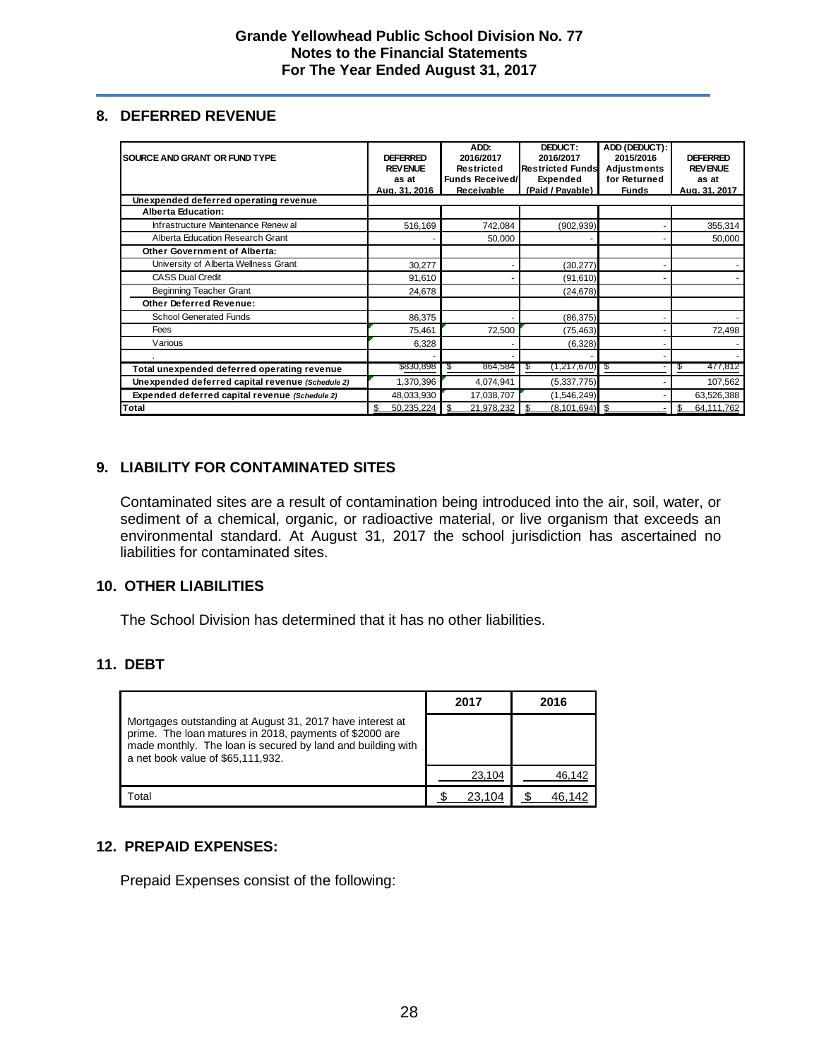## 8. DEFERRED REVENUE

| SOURCE AND GRANT OR FUND TYPE | DEFERRED REVENUE as at Aug. 31, 2016 | ADD: 2016/2017 Restricted Funds Received/ Receivable | DEDUCT: 2016/2017 Restricted Funds Expended (Paid / Payable) | ADD (DEDUCT): 2015/2016 Adjustments for Returned Funds | DEFERRED REVENUE as at Aug. 31, 2017 |
|---|---|---|---|---|---|
| **Unexpended deferred operating revenue** | | | | | |
| **Alberta Education:** | | | | | |
| Infrastructure Maintenance Renewal | 516,169 | 742,084 | (902,939) | - | 355,314 |
| Alberta Education Research Grant | - | 50,000 | - | - | 50,000 |
| **Other Government of Alberta:** | | | | | |
| University of Alberta Wellness Grant | 30,277 | - | (30,277) | - | - |
| CASS Dual Credit | 91,610 | - | (91,610) | - | - |
| Beginning Teacher Grant | 24,678 | | (24,678) | | |
| **Other Deferred Revenue:** | | | | | |
| School Generated Funds | 86,375 | - | (86,375) | - | - |
| Fees | 75,461 | 72,500 | (75,463) | - | 72,498 |
| Various | 6,328 | - | (6,328) | - | - |
| . | - | - | - | - | - |
| **Total unexpended deferred operating revenue** | $830,898 | $ 864,584 | $ (1,217,670) | $ - | $ 477,812 |
| **Unexpended deferred capital revenue** *(Schedule 2)* | 1,370,396 | 4,074,941 | (5,337,775) | - | 107,562 |
| **Expended deferred capital revenue** *(Schedule 2)* | 48,033,930 | 17,038,707 | (1,546,249) | - | 63,526,388 |
| **Total** | $ 50,235,224 | $ 21,978,232 | $ (8,101,694) | $ - | $ 64,111,762 |

## 9. LIABILITY FOR CONTAMINATED SITES

Contaminated sites are a result of contamination being introduced into the air, soil, water, or sediment of a chemical, organic, or radioactive material, or live organism that exceeds an environmental standard. At August 31, 2017 the school jurisdiction has ascertained no liabilities for contaminated sites.

## 10. OTHER LIABILITIES

The School Division has determined that it has no other liabilities.

## 11. DEBT

| | 2017 | 2016 |
|---|---|---|
| Mortgages outstanding at August 31, 2017 have interest at prime. The loan matures in 2018, payments of $2000 are made monthly. The loan is secured by land and building with a net book value of $65,111,932. | | |
| | 23,104 | 46,142 |
| Total | $ 23,104 | $ 46,142 |

## 12. PREPAID EXPENSES:

Prepaid Expenses consist of the following: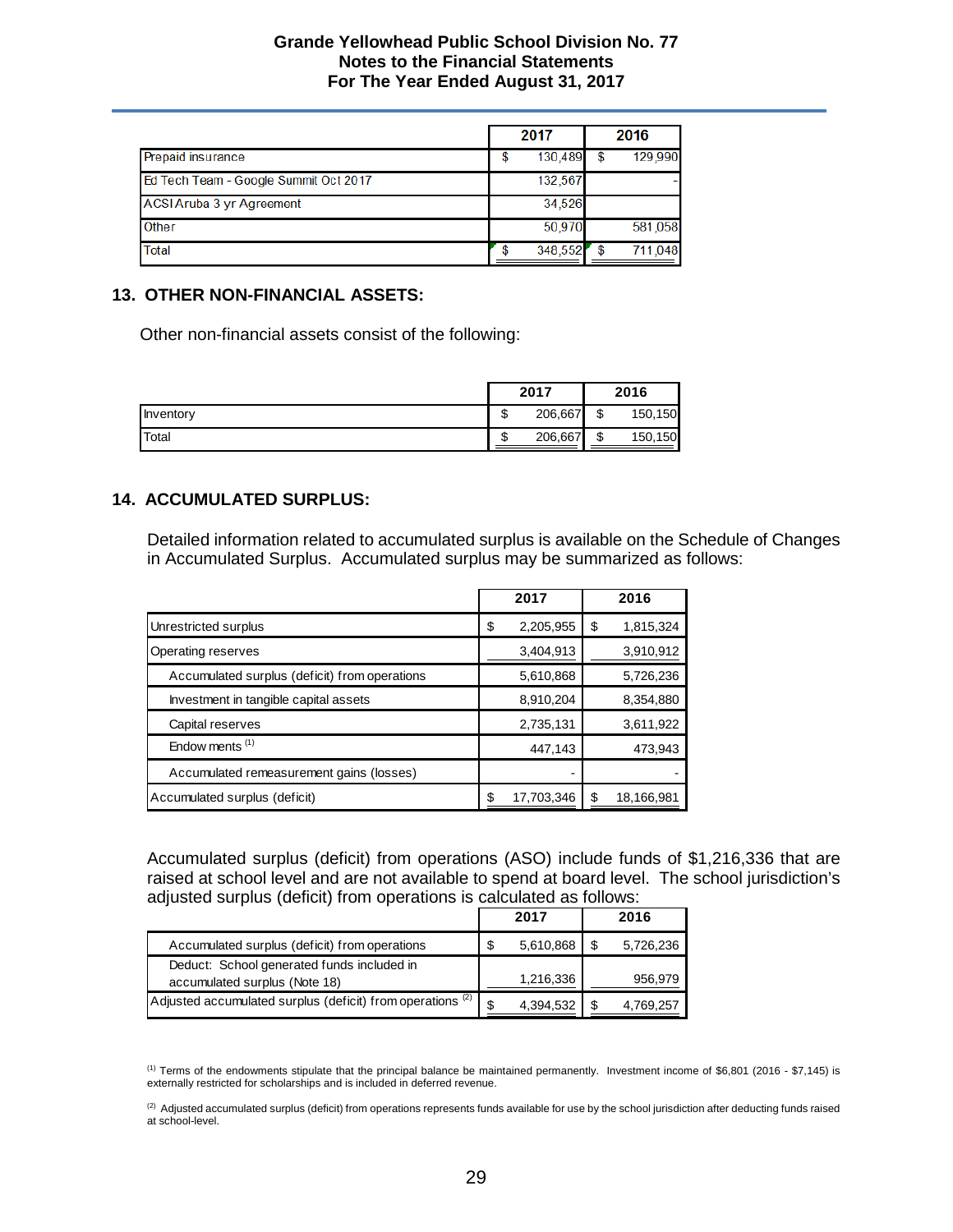|  | 2017 | 2016 |
|---|---|---|
| Prepaid insurance | $ 130,489 | $ 129,990 |
| Ed Tech Team - Google Summit Oct 2017 | 132,567 | - |
| ACSI Aruba 3 yr Agreement | 34,526 |  |
| Other | 50,970 | 581,058 |
| Total | $ 348,552 | $ 711,048 |

## 13. OTHER NON-FINANCIAL ASSETS:

Other non-financial assets consist of the following:

|  | 2017 | 2016 |
|---|---|---|
| Inventory | $ 206,667 | $ 150,150 |
| Total | $ 206,667 | $ 150,150 |

## 14. ACCUMULATED SURPLUS:

Detailed information related to accumulated surplus is available on the Schedule of Changes in Accumulated Surplus. Accumulated surplus may be summarized as follows:

|  | 2017 | 2016 |
|---|---|---|
| Unrestricted surplus | $ 2,205,955 | $ 1,815,324 |
| Operating reserves | 3,404,913 | 3,910,912 |
| Accumulated surplus (deficit) from operations | 5,610,868 | 5,726,236 |
| Investment in tangible capital assets | 8,910,204 | 8,354,880 |
| Capital reserves | 2,735,131 | 3,611,922 |
| Endowments [1] | 447,143 | 473,943 |
| Accumulated remeasurement gains (losses) | - | - |
| Accumulated surplus (deficit) | $ 17,703,346 | $ 18,166,981 |

Accumulated surplus (deficit) from operations (ASO) include funds of $1,216,336 that are raised at school level and are not available to spend at board level. The school jurisdiction's adjusted surplus (deficit) from operations is calculated as follows:

|  | 2017 | 2016 |
|---|---|---|
| Accumulated surplus (deficit) from operations | $ 5,610,868 | $ 5,726,236 |
| Deduct: School generated funds included in accumulated surplus (Note 18) | 1,216,336 | 956,979 |
| Adjusted accumulated surplus (deficit) from operations [2] | $ 4,394,532 | $ 4,769,257 |

[1] Terms of the endowments stipulate that the principal balance be maintained permanently. Investment income of $6,801 (2016 - $7,145) is externally restricted for scholarships and is included in deferred revenue.

[2] Adjusted accumulated surplus (deficit) from operations represents funds available for use by the school jurisdiction after deducting funds raised at school-level.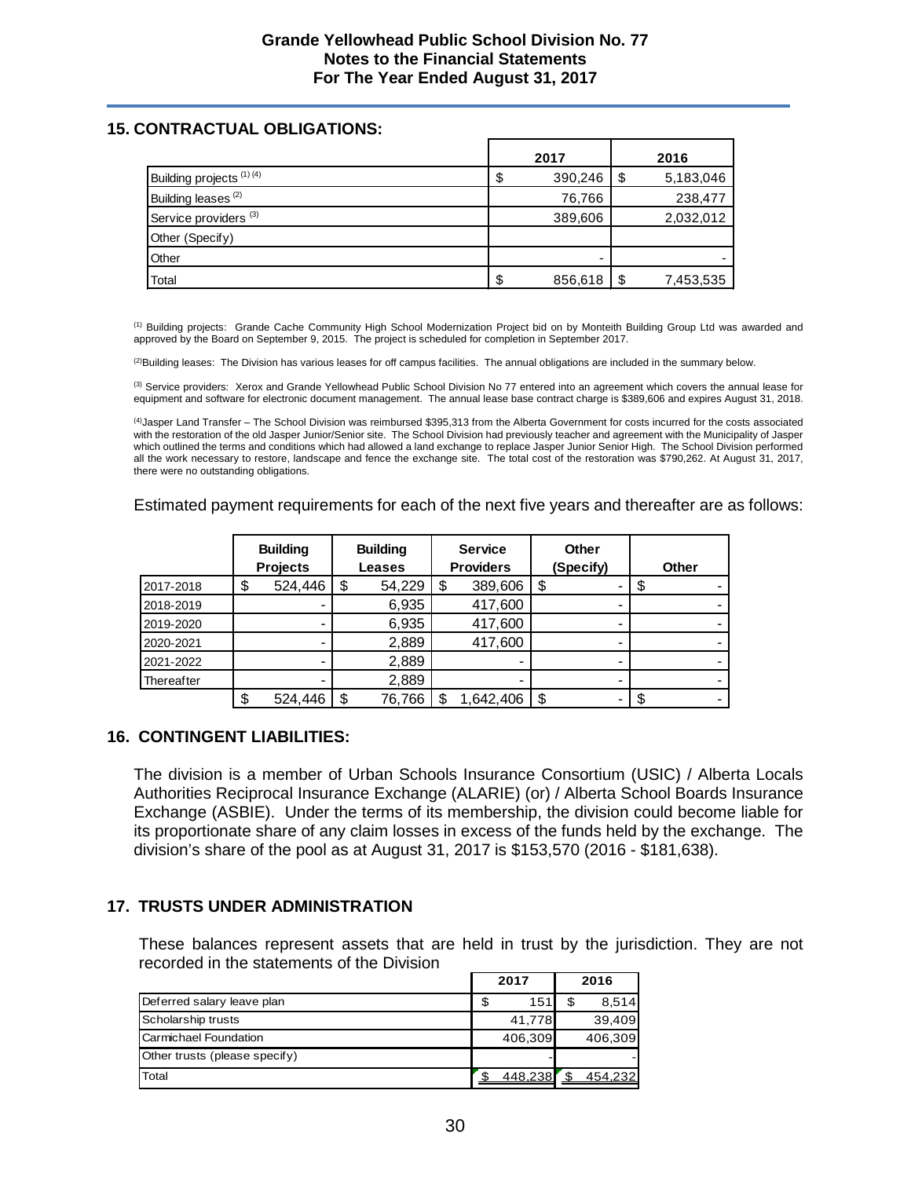## 15. CONTRACTUAL OBLIGATIONS:

| | 2017 | 2016 |
|---|---|---|
| Building projects [(1) (4)] | $ 390,246 | $ 5,183,046 |
| Building leases [(2)] | 76,766 | 238,477 |
| Service providers [(3)] | 389,606 | 2,032,012 |
| Other (Specify) | | |
| Other | - | - |
| Total | $ 856,618 | $ 7,453,535 |

[(1)] Building projects: Grande Cache Community High School Modernization Project bid on by Monteith Building Group Ltd was awarded and approved by the Board on September 9, 2015. The project is scheduled for completion in September 2017.

[(2)]Building leases: The Division has various leases for off campus facilities. The annual obligations are included in the summary below.

[(3)] Service providers: Xerox and Grande Yellowhead Public School Division No 77 entered into an agreement which covers the annual lease for equipment and software for electronic document management. The annual lease base contract charge is $389,606 and expires August 31, 2018.

[(4)]Jasper Land Transfer – The School Division was reimbursed $395,313 from the Alberta Government for costs incurred for the costs associated with the restoration of the old Jasper Junior/Senior site. The School Division had previously teacher and agreement with the Municipality of Jasper which outlined the terms and conditions which had allowed a land exchange to replace Jasper Junior Senior High. The School Division performed all the work necessary to restore, landscape and fence the exchange site. The total cost of the restoration was $790,262. At August 31, 2017, there were no outstanding obligations.

Estimated payment requirements for each of the next five years and thereafter are as follows:

| | Building Projects | Building Leases | Service Providers | Other (Specify) | Other |
|---|---|---|---|---|---|
| 2017-2018 | $ 524,446 | $ 54,229 | $ 389,606 | $ - | $ - |
| 2018-2019 | - | 6,935 | 417,600 | - | - |
| 2019-2020 | - | 6,935 | 417,600 | - | - |
| 2020-2021 | - | 2,889 | 417,600 | - | - |
| 2021-2022 | - | 2,889 | - | - | - |
| Thereafter | - | 2,889 | - | - | - |
| | $ 524,446 | $ 76,766 | $ 1,642,406 | $ - | $ - |

## 16. CONTINGENT LIABILITIES:

The division is a member of Urban Schools Insurance Consortium (USIC) / Alberta Locals Authorities Reciprocal Insurance Exchange (ALARIE) (or) / Alberta School Boards Insurance Exchange (ASBIE). Under the terms of its membership, the division could become liable for its proportionate share of any claim losses in excess of the funds held by the exchange. The division's share of the pool as at August 31, 2017 is $153,570 (2016 - $181,638).

## 17. TRUSTS UNDER ADMINISTRATION

These balances represent assets that are held in trust by the jurisdiction. They are not recorded in the statements of the Division

| | 2017 | 2016 |
|---|---|---|
| Deferred salary leave plan | $ 151 | $ 8,514 |
| Scholarship trusts | 41,778 | 39,409 |
| Carmichael Foundation | 406,309 | 406,309 |
| Other trusts (please specify) | - | - |
| Total | $ 448,238 | $ 454,232 |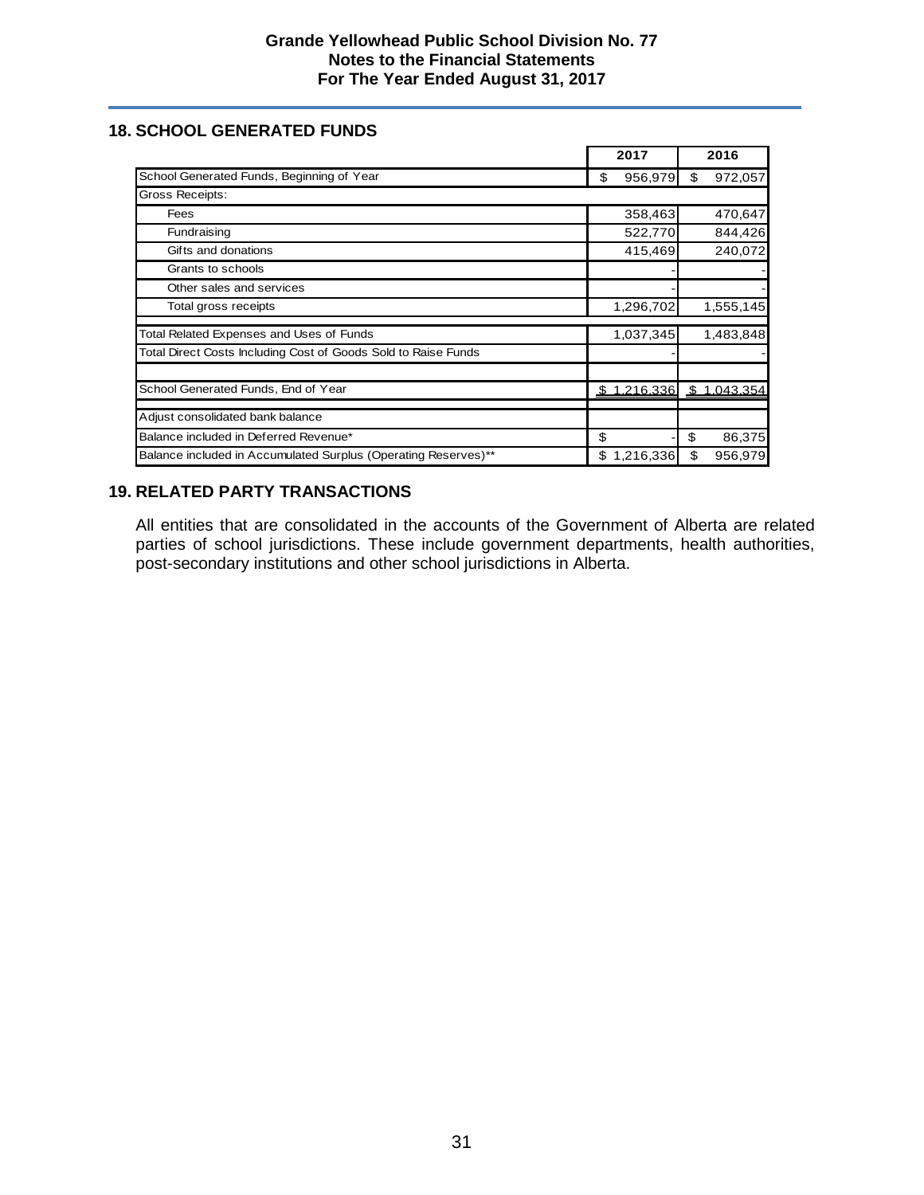## 18. SCHOOL GENERATED FUNDS

| | 2017 | 2016 |
|---|---|---|
| School Generated Funds, Beginning of Year | $ 956,979 | $ 972,057 |
| Gross Receipts: | | |
| Fees | 358,463 | 470,647 |
| Fundraising | 522,770 | 844,426 |
| Gifts and donations | 415,469 | 240,072 |
| Grants to schools | - | - |
| Other sales and services | - | - |
| Total gross receipts | 1,296,702 | 1,555,145 |
| Total Related Expenses and Uses of Funds | 1,037,345 | 1,483,848 |
| Total Direct Costs Including Cost of Goods Sold to Raise Funds | - | - |
| | | |
| School Generated Funds, End of Year | $ 1,216,336 | $ 1,043,354 |
| Adjust consolidated bank balance | | |
| Balance included in Deferred Revenue* | $ - | $ 86,375 |
| Balance included in Accumulated Surplus (Operating Reserves)** | $ 1,216,336 | $ 956,979 |

## 19. RELATED PARTY TRANSACTIONS

All entities that are consolidated in the accounts of the Government of Alberta are related parties of school jurisdictions. These include government departments, health authorities, post-secondary institutions and other school jurisdictions in Alberta.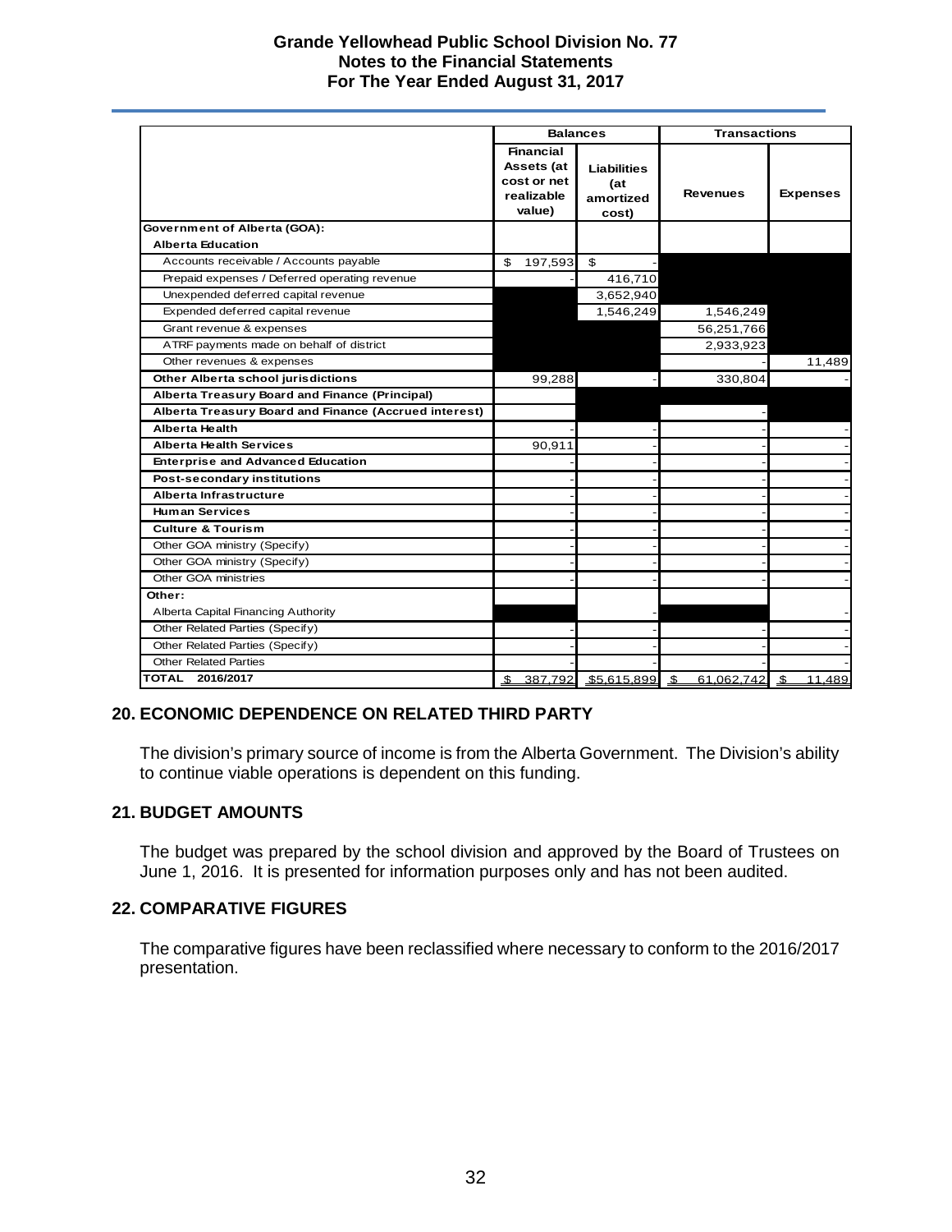| | Balances | | Transactions | |
|---|---|---|---|---|
| | Financial Assets (at cost or net realizable value) | Liabilities (at amortized cost) | Revenues | Expenses |
| **Government of Alberta (GOA):** | | | | |
| **Alberta Education** | | | | |
| Accounts receivable / Accounts payable | $ 197,593 | $ - | | |
| Prepaid expenses / Deferred operating revenue | - | 416,710 | | |
| Unexpended deferred capital revenue | | 3,652,940 | | |
| Expended deferred capital revenue | | 1,546,249 | 1,546,249 | |
| Grant revenue & expenses | | | 56,251,766 | |
| ATRF payments made on behalf of district | | | 2,933,923 | |
| Other revenues & expenses | | | - | 11,489 |
| **Other Alberta school jurisdictions** | 99,288 | - | 330,804 | - |
| **Alberta Treasury Board and Finance (Principal)** | | | | |
| **Alberta Treasury Board and Finance (Accrued interest)** | | | - | |
| **Alberta Health** | - | - | - | - |
| **Alberta Health Services** | 90,911 | - | - | - |
| **Enterprise and Advanced Education** | - | - | - | - |
| **Post-secondary institutions** | - | - | - | - |
| **Alberta Infrastructure** | - | - | - | - |
| **Human Services** | - | - | - | - |
| **Culture & Tourism** | - | - | - | - |
| Other GOA ministry (Specify) | - | - | - | - |
| Other GOA ministry (Specify) | - | - | - | - |
| Other GOA ministries | - | - | - | - |
| **Other:** | | | | |
| Alberta Capital Financing Authority | | - | | - |
| Other Related Parties (Specify) | - | - | - | - |
| Other Related Parties (Specify) | - | - | - | - |
| Other Related Parties | - | - | - | - |
| **TOTAL 2016/2017** | $ 387,792 | $5,615,899 | $ 61,062,742 | $ 11,489 |

## 20. ECONOMIC DEPENDENCE ON RELATED THIRD PARTY

The division's primary source of income is from the Alberta Government. The Division's ability to continue viable operations is dependent on this funding.

## 21. BUDGET AMOUNTS

The budget was prepared by the school division and approved by the Board of Trustees on June 1, 2016. It is presented for information purposes only and has not been audited.

## 22. COMPARATIVE FIGURES

The comparative figures have been reclassified where necessary to conform to the 2016/2017 presentation.